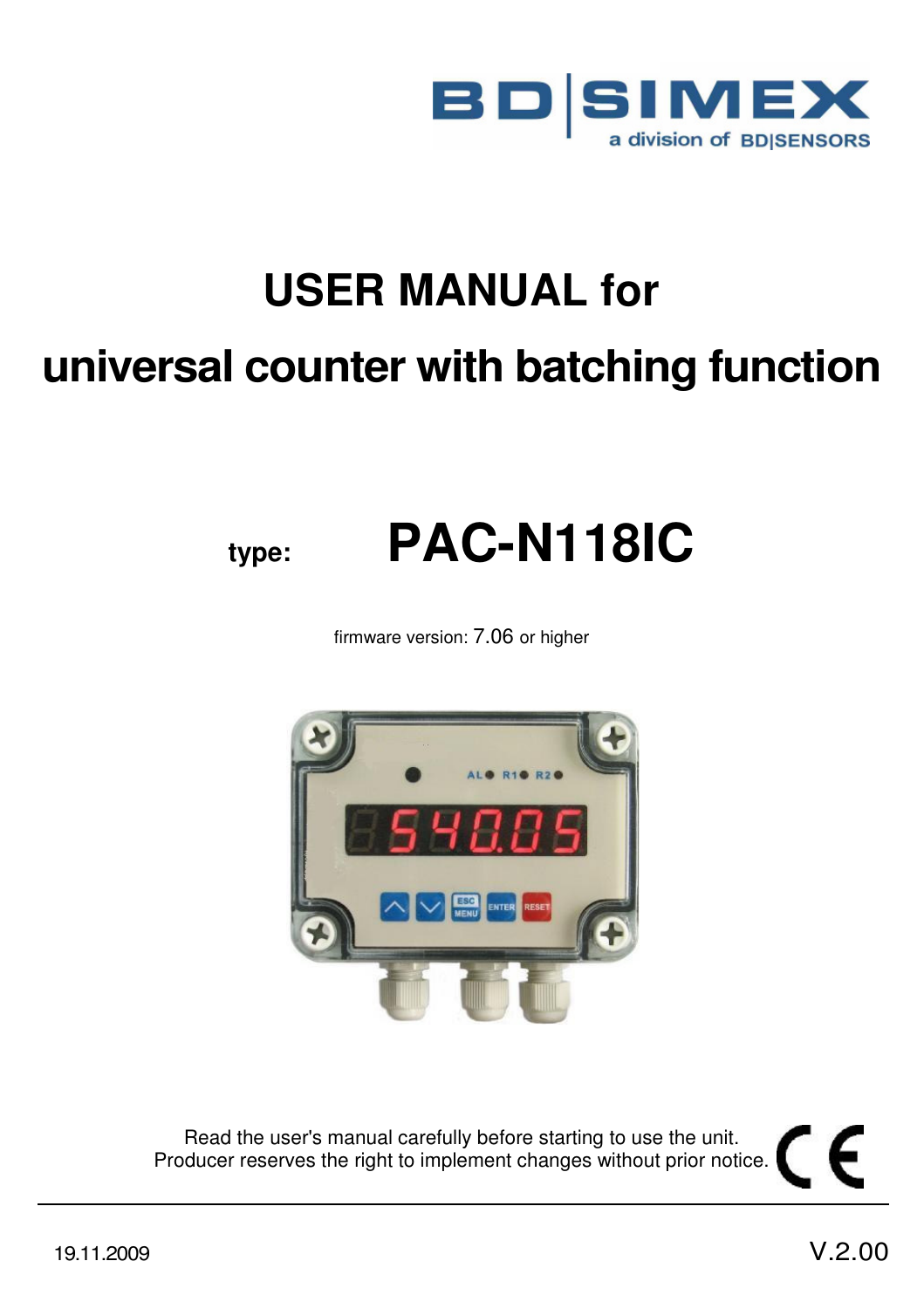BD|SIMEX
a division of BD|SENSORS

# USER MANUAL for

# universal counter with batching function

**type:** **PAC-N118IC**

firmware version: 7.06 or higher

Read the user's manual carefully before starting to use the unit.
Producer reserves the right to implement changes without prior notice.

19.11.2009

V.2.00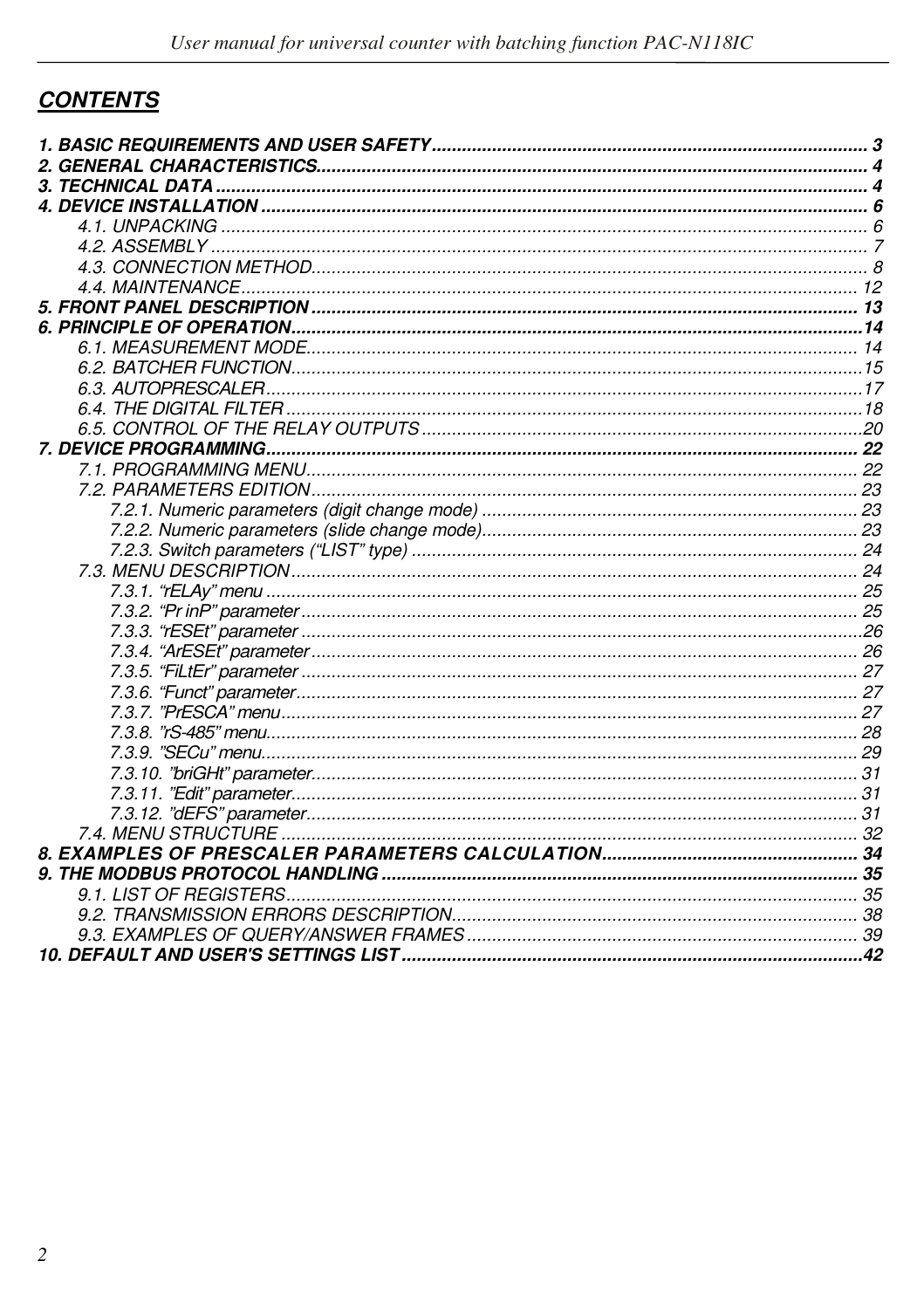## CONTENTS

**1. BASIC REQUIREMENTS AND USER SAFETY ..................................................... 3**
**2. GENERAL CHARACTERISTICS ..................................................... 4**
**3. TECHNICAL DATA ..................................................... 4**
**4. DEVICE INSTALLATION ..................................................... 6**
- 4.1. UNPACKING ..................................................... 6
- 4.2. ASSEMBLY ..................................................... 7
- 4.3. CONNECTION METHOD ..................................................... 8
- 4.4. MAINTENANCE ..................................................... 12

**5. FRONT PANEL DESCRIPTION ..................................................... 13**
**6. PRINCIPLE OF OPERATION ..................................................... 14**
- 6.1. MEASUREMENT MODE ..................................................... 14
- 6.2. BATCHER FUNCTION ..................................................... 15
- 6.3. AUTOPRESCALER ..................................................... 17
- 6.4. THE DIGITAL FILTER ..................................................... 18
- 6.5. CONTROL OF THE RELAY OUTPUTS ..................................................... 20

**7. DEVICE PROGRAMMING ..................................................... 22**
- 7.1. PROGRAMMING MENU ..................................................... 22
- 7.2. PARAMETERS EDITION ..................................................... 23
  - 7.2.1. Numeric parameters (digit change mode) ..................................................... 23
  - 7.2.2. Numeric parameters (slide change mode) ..................................................... 23
  - 7.2.3. Switch parameters (“LIST” type) ..................................................... 24
- 7.3. MENU DESCRIPTION ..................................................... 24
  - 7.3.1. “rELAy” menu ..................................................... 25
  - 7.3.2. “Pr inP” parameter ..................................................... 25
  - 7.3.3. “rESEt” parameter ..................................................... 26
  - 7.3.4. “ArESEt” parameter ..................................................... 26
  - 7.3.5. “FiLtEr” parameter ..................................................... 27
  - 7.3.6. “Funct” parameter ..................................................... 27
  - 7.3.7. ”PrESCA” menu ..................................................... 27
  - 7.3.8. ”rS-485” menu ..................................................... 28
  - 7.3.9. ”SECu” menu ..................................................... 29
  - 7.3.10. ”briGHt” parameter ..................................................... 31
  - 7.3.11. ”Edit” parameter ..................................................... 31
  - 7.3.12. ”dEFS” parameter ..................................................... 31
- 7.4. MENU STRUCTURE ..................................................... 32

**8. EXAMPLES OF PRESCALER PARAMETERS CALCULATION ..................................................... 34**
**9. THE MODBUS PROTOCOL HANDLING ..................................................... 35**
- 9.1. LIST OF REGISTERS ..................................................... 35
- 9.2. TRANSMISSION ERRORS DESCRIPTION ..................................................... 38
- 9.3. EXAMPLES OF QUERY/ANSWER FRAMES ..................................................... 39

**10. DEFAULT AND USER'S SETTINGS LIST ..................................................... 42**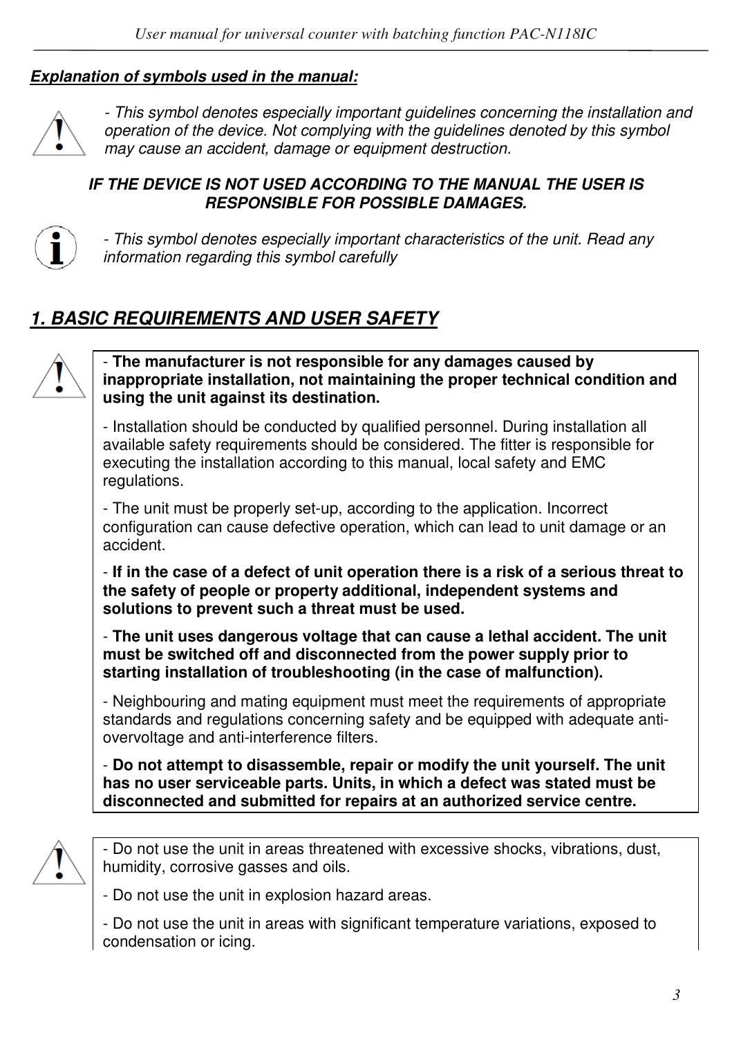***Explanation of symbols used in the manual:***

*- This symbol denotes especially important guidelines concerning the installation and operation of the device. Not complying with the guidelines denoted by this symbol may cause an accident, damage or equipment destruction.*

***IF THE DEVICE IS NOT USED ACCORDING TO THE MANUAL THE USER IS RESPONSIBLE FOR POSSIBLE DAMAGES.***

*- This symbol denotes especially important characteristics of the unit. Read any information regarding this symbol carefully*

## *1. BASIC REQUIREMENTS AND USER SAFETY*

- **The manufacturer is not responsible for any damages caused by inappropriate installation, not maintaining the proper technical condition and using the unit against its destination.**

- Installation should be conducted by qualified personnel. During installation all available safety requirements should be considered. The fitter is responsible for executing the installation according to this manual, local safety and EMC regulations.

- The unit must be properly set-up, according to the application. Incorrect configuration can cause defective operation, which can lead to unit damage or an accident.

- **If in the case of a defect of unit operation there is a risk of a serious threat to the safety of people or property additional, independent systems and solutions to prevent such a threat must be used.**

- **The unit uses dangerous voltage that can cause a lethal accident. The unit must be switched off and disconnected from the power supply prior to starting installation of troubleshooting (in the case of malfunction).**

- Neighbouring and mating equipment must meet the requirements of appropriate standards and regulations concerning safety and be equipped with adequate anti-overvoltage and anti-interference filters.

- **Do not attempt to disassemble, repair or modify the unit yourself. The unit has no user serviceable parts. Units, in which a defect was stated must be disconnected and submitted for repairs at an authorized service centre.**

- Do not use the unit in areas threatened with excessive shocks, vibrations, dust, humidity, corrosive gasses and oils.

- Do not use the unit in explosion hazard areas.

- Do not use the unit in areas with significant temperature variations, exposed to condensation or icing.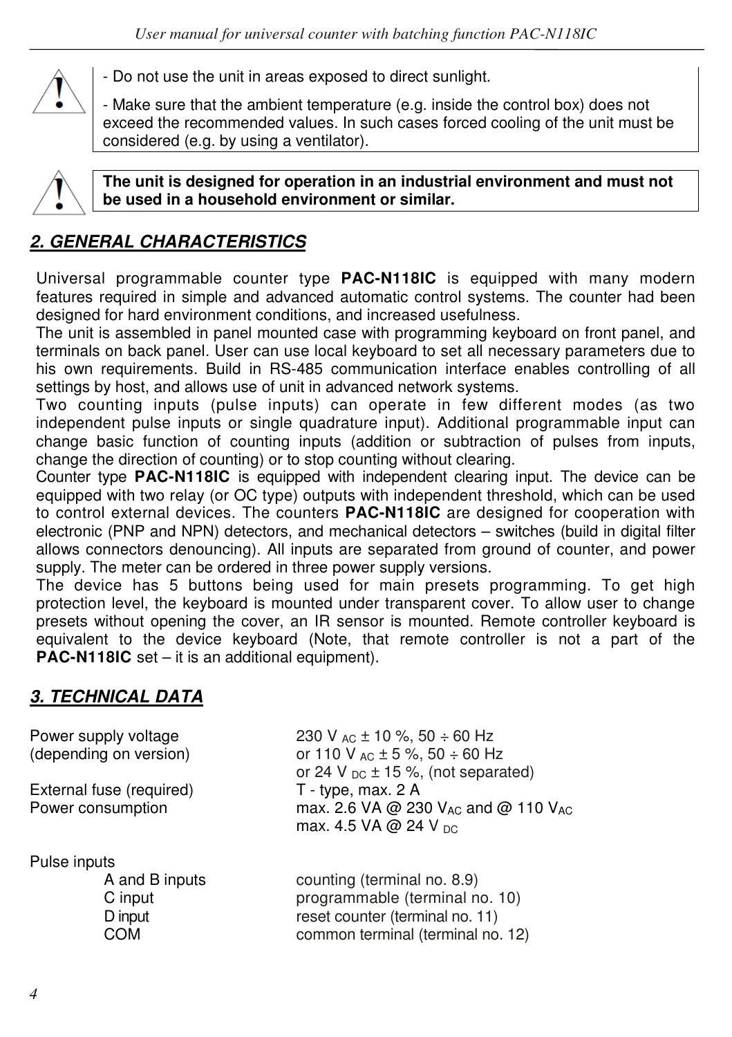- Do not use the unit in areas exposed to direct sunlight.

- Make sure that the ambient temperature (e.g. inside the control box) does not exceed the recommended values. In such cases forced cooling of the unit must be considered (e.g. by using a ventilator).

**The unit is designed for operation in an industrial environment and must not be used in a household environment or similar.**

## *2. GENERAL CHARACTERISTICS*

Universal programmable counter type **PAC-N118IC** is equipped with many modern features required in simple and advanced automatic control systems. The counter had been designed for hard environment conditions, and increased usefulness.
The unit is assembled in panel mounted case with programming keyboard on front panel, and terminals on back panel. User can use local keyboard to set all necessary parameters due to his own requirements. Build in RS-485 communication interface enables controlling of all settings by host, and allows use of unit in advanced network systems.
Two counting inputs (pulse inputs) can operate in few different modes (as two independent pulse inputs or single quadrature input). Additional programmable input can change basic function of counting inputs (addition or subtraction of pulses from inputs, change the direction of counting) or to stop counting without clearing.
Counter type **PAC-N118IC** is equipped with independent clearing input. The device can be equipped with two relay (or OC type) outputs with independent threshold, which can be used to control external devices. The counters **PAC-N118IC** are designed for cooperation with electronic (PNP and NPN) detectors, and mechanical detectors – switches (build in digital filter allows connectors denouncing). All inputs are separated from ground of counter, and power supply. The meter can be ordered in three power supply versions.
The device has 5 buttons being used for main presets programming. To get high protection level, the keyboard is mounted under transparent cover. To allow user to change presets without opening the cover, an IR sensor is mounted. Remote controller keyboard is equivalent to the device keyboard (Note, that remote controller is not a part of the **PAC-N118IC** set – it is an additional equipment).

## *3. TECHNICAL DATA*

| | |
|---|---|
| Power supply voltage (depending on version) | 230 V $_{AC}$ ± 10 %, 50 ÷ 60 Hz<br>or 110 V $_{AC}$ ± 5 %, 50 ÷ 60 Hz<br>or 24 V $_{DC}$ ± 15 %, (not separated) |
| External fuse (required) | T - type, max. 2 A |
| Power consumption | max. 2.6 VA @ 230 V$_{AC}$ and @ 110 V$_{AC}$<br>max. 4.5 VA @ 24 V $_{DC}$ |
| Pulse inputs | |
| A and B inputs | counting (terminal no. 8.9) |
| C input | programmable (terminal no. 10) |
| D input | reset counter (terminal no. 11) |
| COM | common terminal (terminal no. 12) |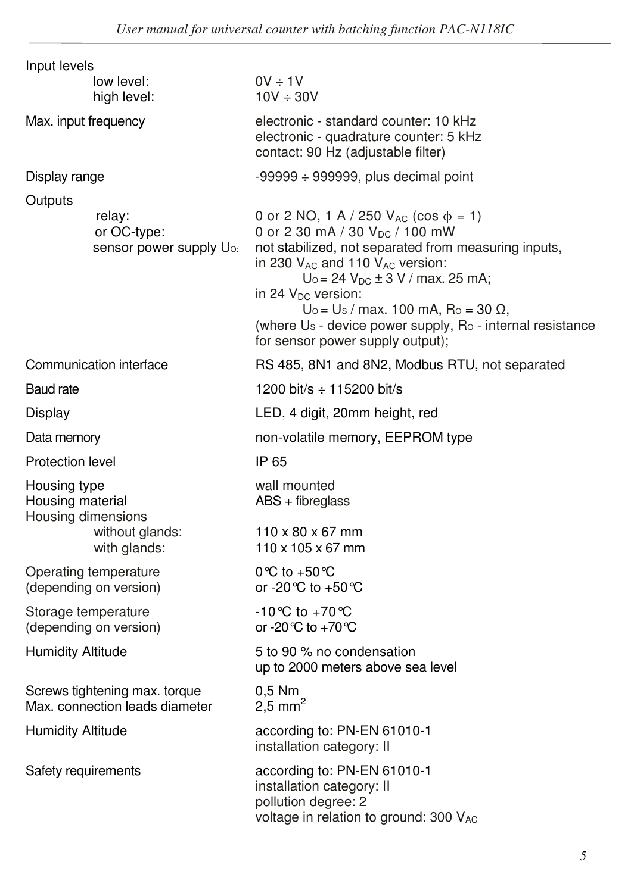| | |
|---|---|
| Input levels | |
| low level: | 0V ÷ 1V |
| high level: | 10V ÷ 30V |
| Max. input frequency | electronic - standard counter: 10 kHz<br>electronic - quadrature counter: 5 kHz<br>contact: 90 Hz (adjustable filter) |
| Display range | -99999 ÷ 999999, plus decimal point |
| Outputs | |
| relay: | 0 or 2 NO, 1 A / 250 $V_{AC}$ (cos $\phi$ = 1) |
| or OC-type: | 0 or 2 30 mA / 30 $V_{DC}$ / 100 mW |
| sensor power supply $U_O$: | not stabilized, not separated from measuring inputs,<br>in 230 $V_{AC}$ and 110 $V_{AC}$ version:<br>$U_O$ = 24 $V_{DC}$ ± 3 V / max. 25 mA;<br>in 24 $V_{DC}$ version:<br>$U_O$ = $U_S$ / max. 100 mA, $R_O$ = 30 Ω,<br>(where $U_S$ - device power supply, $R_O$ - internal resistance for sensor power supply output); |
| Communication interface | RS 485, 8N1 and 8N2, Modbus RTU, not separated |
| Baud rate | 1200 bit/s ÷ 115200 bit/s |
| Display | LED, 4 digit, 20mm height, red |
| Data memory | non-volatile memory, EEPROM type |
| Protection level | IP 65 |
| Housing type | wall mounted |
| Housing material | ABS + fibreglass |
| Housing dimensions | |
| without glands: | 110 x 80 x 67 mm |
| with glands: | 110 x 105 x 67 mm |
| Operating temperature (depending on version) | 0°C to +50°C<br>or -20°C to +50°C |
| Storage temperature (depending on version) | -10°C to +70°C<br>or -20°C to +70°C |
| Humidity Altitude | 5 to 90 % no condensation<br>up to 2000 meters above sea level |
| Screws tightening max. torque | 0,5 Nm |
| Max. connection leads diameter | 2,5 $mm^2$ |
| Humidity Altitude | according to: PN-EN 61010-1<br>installation category: II |
| Safety requirements | according to: PN-EN 61010-1<br>installation category: II<br>pollution degree: 2<br>voltage in relation to ground: 300 $V_{AC}$ |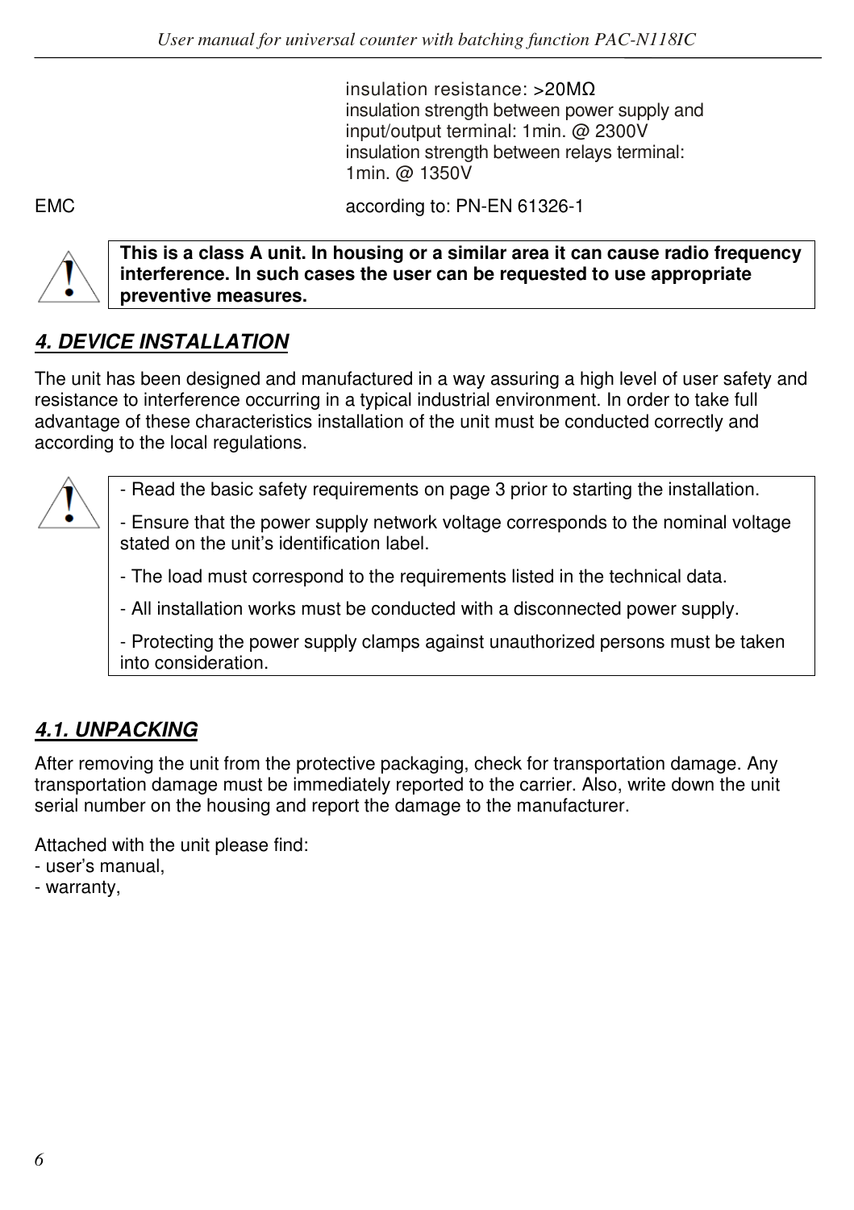| | |
|---|---|
| | insulation resistance: >20MΩ<br>insulation strength between power supply and input/output terminal: 1min. @ 2300V<br>insulation strength between relays terminal: 1min. @ 1350V |
| EMC | according to: PN-EN 61326-1 |

> ⚠ **This is a class A unit. In housing or a similar area it can cause radio frequency interference. In such cases the user can be requested to use appropriate preventive measures.**

## *4. DEVICE INSTALLATION*

The unit has been designed and manufactured in a way assuring a high level of user safety and resistance to interference occurring in a typical industrial environment. In order to take full advantage of these characteristics installation of the unit must be conducted correctly and according to the local regulations.

> ⚠
> - Read the basic safety requirements on page 3 prior to starting the installation.
> - Ensure that the power supply network voltage corresponds to the nominal voltage stated on the unit's identification label.
> - The load must correspond to the requirements listed in the technical data.
> - All installation works must be conducted with a disconnected power supply.
> - Protecting the power supply clamps against unauthorized persons must be taken into consideration.

### *4.1. UNPACKING*

After removing the unit from the protective packaging, check for transportation damage. Any transportation damage must be immediately reported to the carrier. Also, write down the unit serial number on the housing and report the damage to the manufacturer.

Attached with the unit please find:
- user's manual,
- warranty,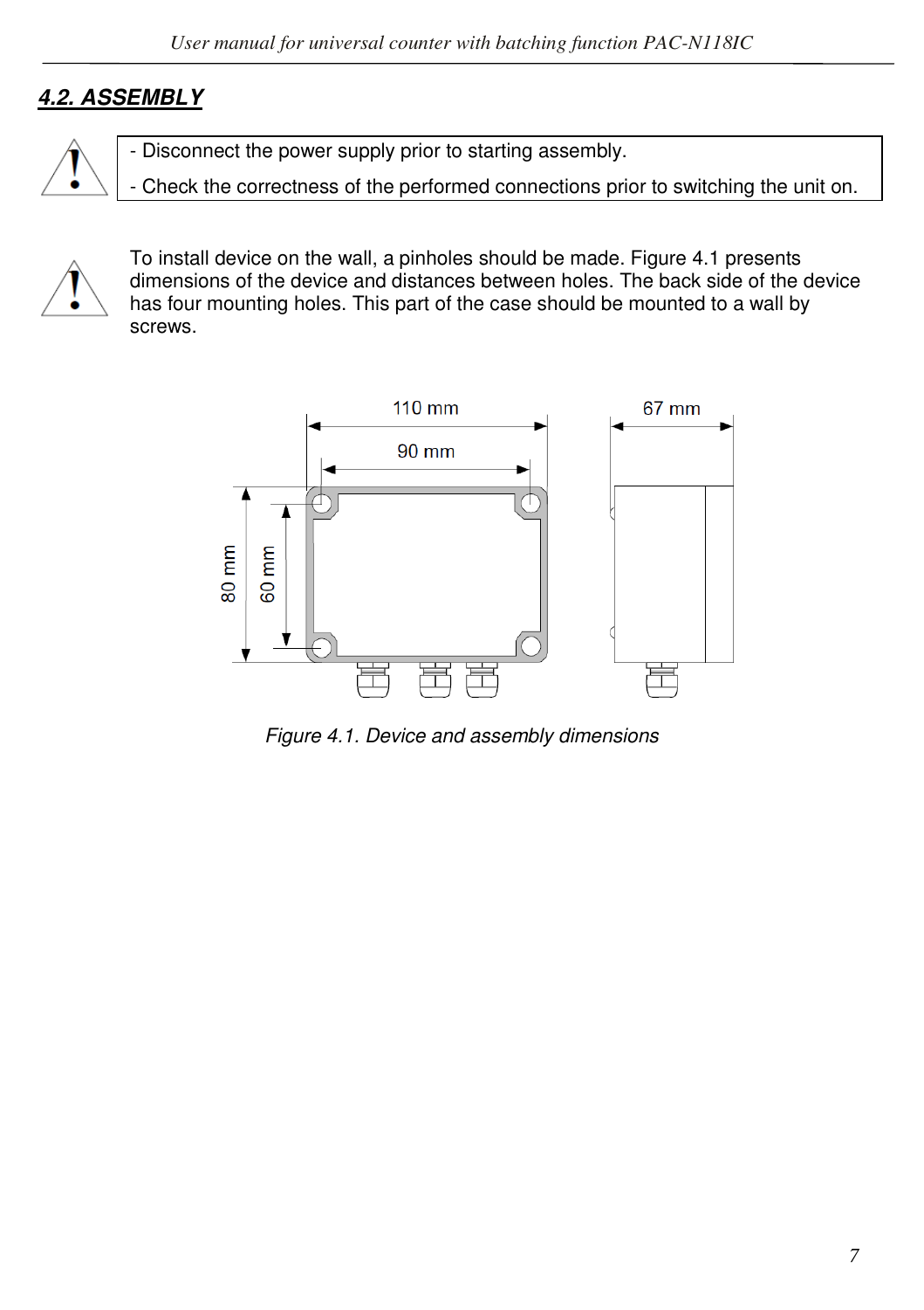## 4.2. ASSEMBLY

- Disconnect the power supply prior to starting assembly.
- Check the correctness of the performed connections prior to switching the unit on.

To install device on the wall, a pinholes should be made. Figure 4.1 presents dimensions of the device and distances between holes. The back side of the device has four mounting holes. This part of the case should be mounted to a wall by screws.

*Figure 4.1. Device and assembly dimensions*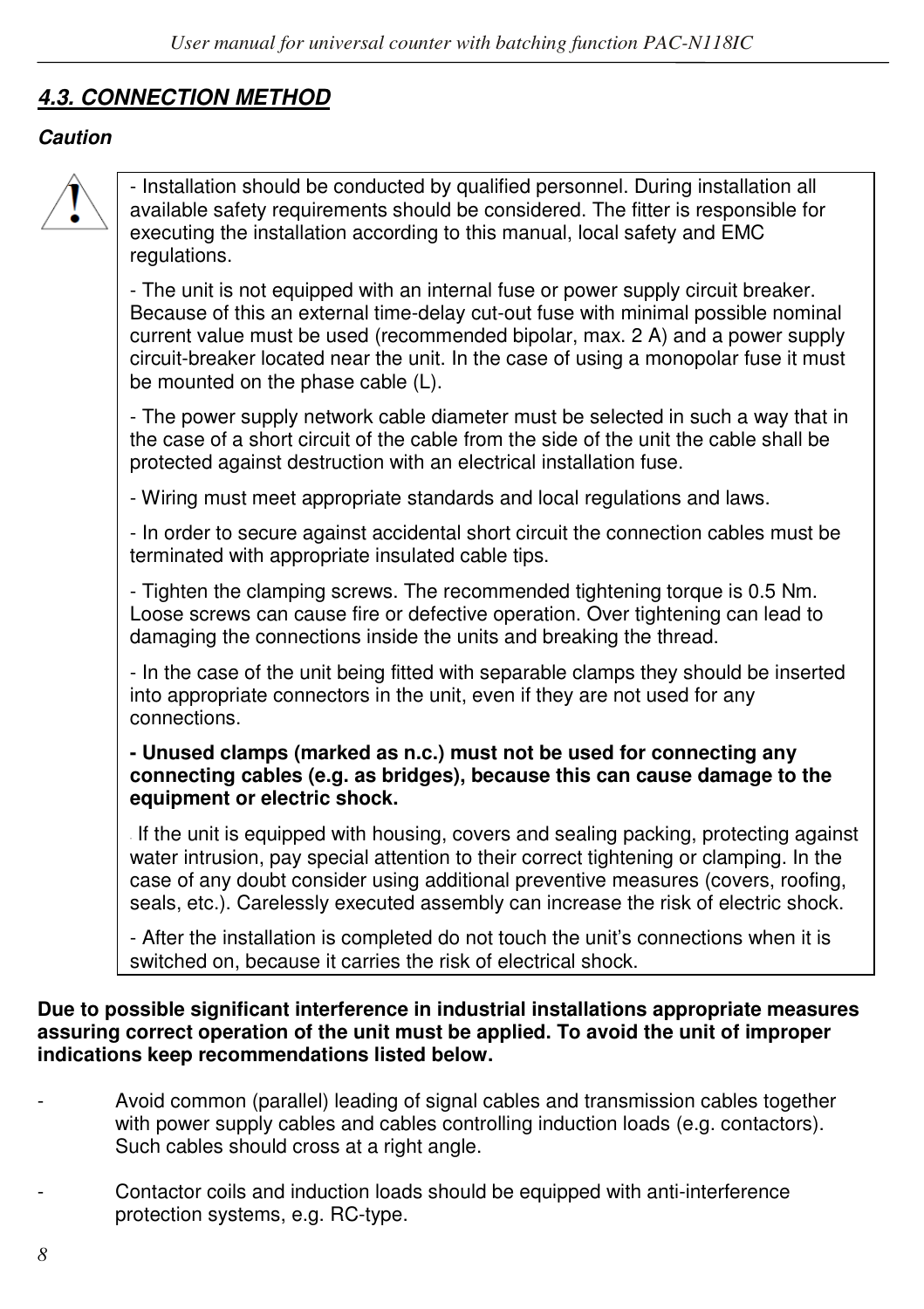### *4.3. CONNECTION METHOD*

***Caution***

- Installation should be conducted by qualified personnel. During installation all available safety requirements should be considered. The fitter is responsible for executing the installation according to this manual, local safety and EMC regulations.

- The unit is not equipped with an internal fuse or power supply circuit breaker. Because of this an external time-delay cut-out fuse with minimal possible nominal current value must be used (recommended bipolar, max. 2 A) and a power supply circuit-breaker located near the unit. In the case of using a monopolar fuse it must be mounted on the phase cable (L).

- The power supply network cable diameter must be selected in such a way that in the case of a short circuit of the cable from the side of the unit the cable shall be protected against destruction with an electrical installation fuse.

- Wiring must meet appropriate standards and local regulations and laws.

- In order to secure against accidental short circuit the connection cables must be terminated with appropriate insulated cable tips.

- Tighten the clamping screws. The recommended tightening torque is 0.5 Nm. Loose screws can cause fire or defective operation. Over tightening can lead to damaging the connections inside the units and breaking the thread.

- In the case of the unit being fitted with separable clamps they should be inserted into appropriate connectors in the unit, even if they are not used for any connections.

**- Unused clamps (marked as n.c.) must not be used for connecting any connecting cables (e.g. as bridges), because this can cause damage to the equipment or electric shock.**

- If the unit is equipped with housing, covers and sealing packing, protecting against water intrusion, pay special attention to their correct tightening or clamping. In the case of any doubt consider using additional preventive measures (covers, roofing, seals, etc.). Carelessly executed assembly can increase the risk of electric shock.

- After the installation is completed do not touch the unit's connections when it is switched on, because it carries the risk of electrical shock.

**Due to possible significant interference in industrial installations appropriate measures assuring correct operation of the unit must be applied. To avoid the unit of improper indications keep recommendations listed below.**

- Avoid common (parallel) leading of signal cables and transmission cables together with power supply cables and cables controlling induction loads (e.g. contactors). Such cables should cross at a right angle.

- Contactor coils and induction loads should be equipped with anti-interference protection systems, e.g. RC-type.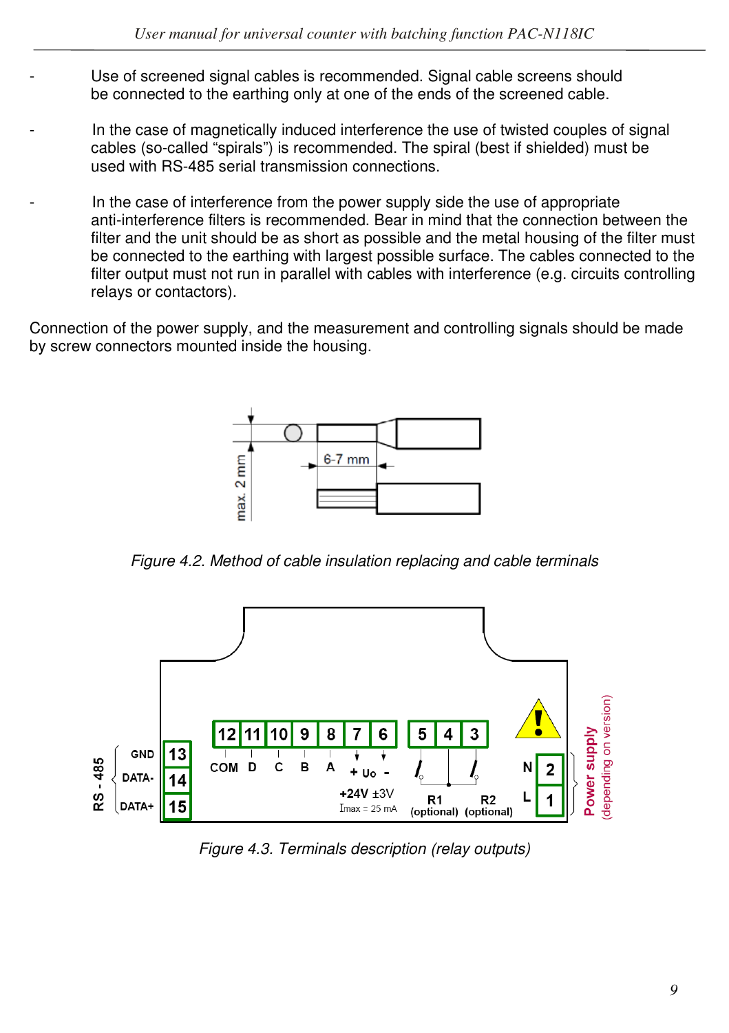- Use of screened signal cables is recommended. Signal cable screens should be connected to the earthing only at one of the ends of the screened cable.

- In the case of magnetically induced interference the use of twisted couples of signal cables (so-called "spirals") is recommended. The spiral (best if shielded) must be used with RS-485 serial transmission connections.

- In the case of interference from the power supply side the use of appropriate anti-interference filters is recommended. Bear in mind that the connection between the filter and the unit should be as short as possible and the metal housing of the filter must be connected to the earthing with largest possible surface. The cables connected to the filter output must not run in parallel with cables with interference (e.g. circuits controlling relays or contactors).

Connection of the power supply, and the measurement and controlling signals should be made by screw connectors mounted inside the housing.

*Figure 4.2. Method of cable insulation replacing and cable terminals*

*Figure 4.3. Terminals description (relay outputs)*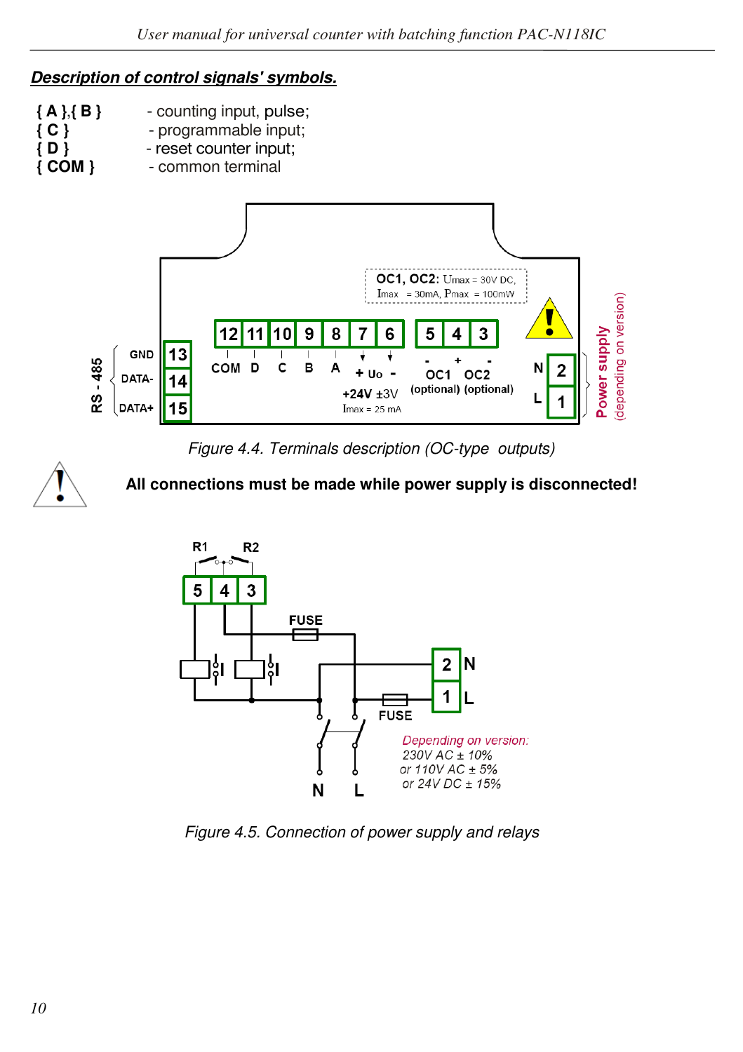## Description of control signals' symbols.

{ A },{ B } - counting input, pulse;
{ C } - programmable input;
{ D } - reset counter input;
{ COM } - common terminal

Figure 4.4. Terminals description (OC-type outputs)

**All connections must be made while power supply is disconnected!**

Figure 4.5. Connection of power supply and relays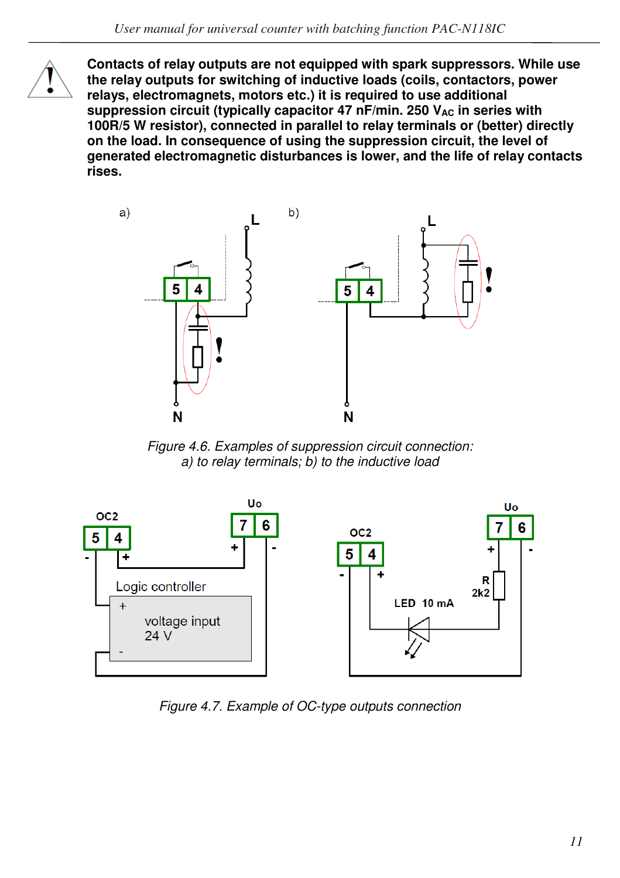**Contacts of relay outputs are not equipped with spark suppressors. While use the relay outputs for switching of inductive loads (coils, contactors, power relays, electromagnets, motors etc.) it is required to use additional suppression circuit (typically capacitor 47 nF/min. 250 $V_{AC}$ in series with 100R/5 W resistor), connected in parallel to relay terminals or (better) directly on the load. In consequence of using the suppression circuit, the level of generated electromagnetic disturbances is lower, and the life of relay contacts rises.**

*Figure 4.6. Examples of suppression circuit connection: a) to relay terminals; b) to the inductive load*

*Figure 4.7. Example of OC-type outputs connection*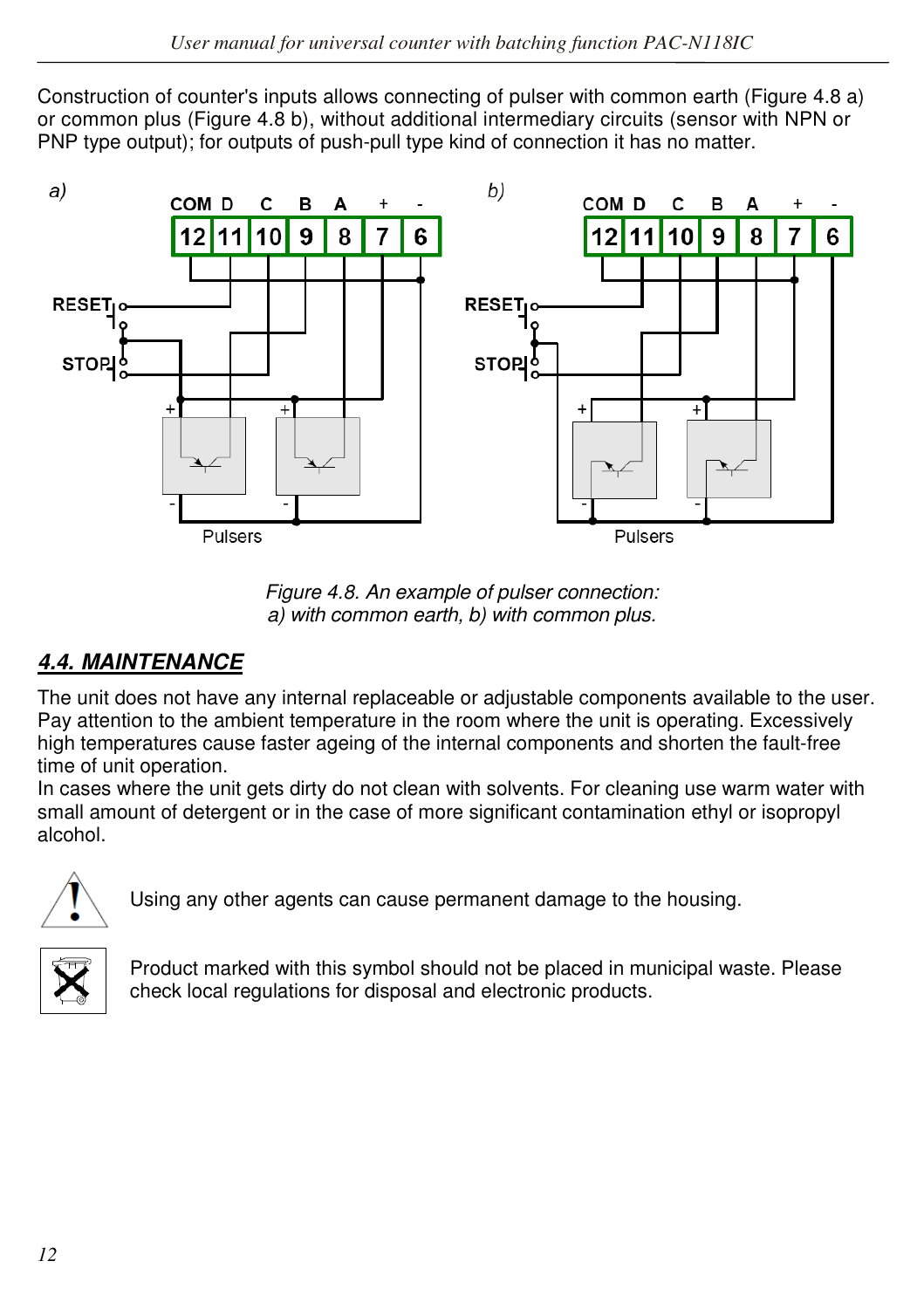Construction of counter's inputs allows connecting of pulser with common earth (Figure 4.8 a) or common plus (Figure 4.8 b), without additional intermediary circuits (sensor with NPN or PNP type output); for outputs of push-pull type kind of connection it has no matter.

*Figure 4.8. An example of pulser connection:*
*a) with common earth, b) with common plus.*

## *4.4. MAINTENANCE*

The unit does not have any internal replaceable or adjustable components available to the user. Pay attention to the ambient temperature in the room where the unit is operating. Excessively high temperatures cause faster ageing of the internal components and shorten the fault-free time of unit operation.

In cases where the unit gets dirty do not clean with solvents. For cleaning use warm water with small amount of detergent or in the case of more significant contamination ethyl or isopropyl alcohol.

Using any other agents can cause permanent damage to the housing.

Product marked with this symbol should not be placed in municipal waste. Please check local regulations for disposal and electronic products.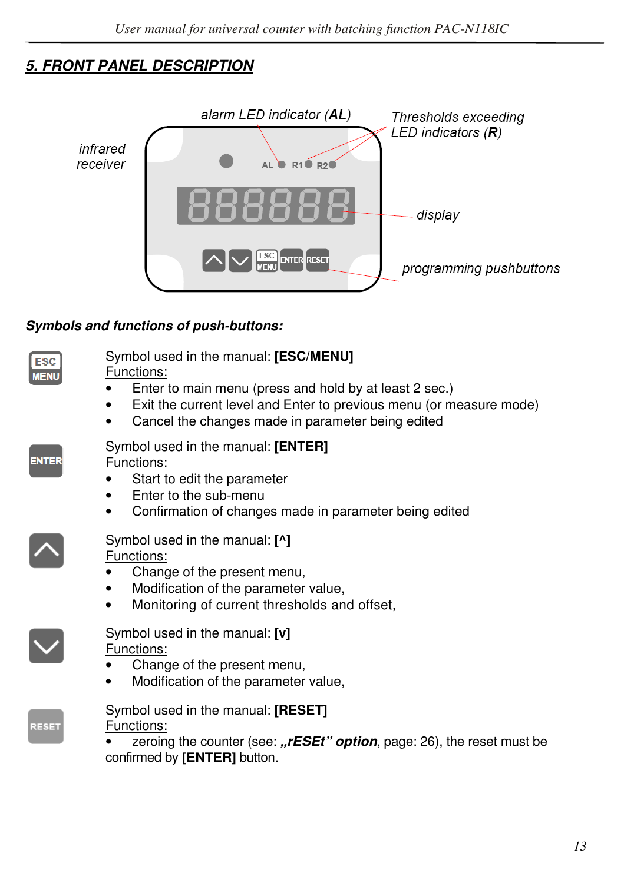## 5. FRONT PANEL DESCRIPTION

infrared receiver

alarm LED indicator (**AL**)

Thresholds exceeding LED indicators (**R**)

display

programming pushbuttons

***Symbols and functions of push-buttons:***

Symbol used in the manual: **[ESC/MENU]**

Functions:

- Enter to main menu (press and hold by at least 2 sec.)
- Exit the current level and Enter to previous menu (or measure mode)
- Cancel the changes made in parameter being edited

Symbol used in the manual: **[ENTER]**

Functions:

- Start to edit the parameter
- Enter to the sub-menu
- Confirmation of changes made in parameter being edited

Symbol used in the manual: **[^]**

Functions:

- Change of the present menu,
- Modification of the parameter value,
- Monitoring of current thresholds and offset,

Symbol used in the manual: **[v]**

Functions:

- Change of the present menu,
- Modification of the parameter value,

Symbol used in the manual: **[RESET]**

Functions:

- zeroing the counter (see: ***„rESEt" option***, page: 26), the reset must be confirmed by **[ENTER]** button.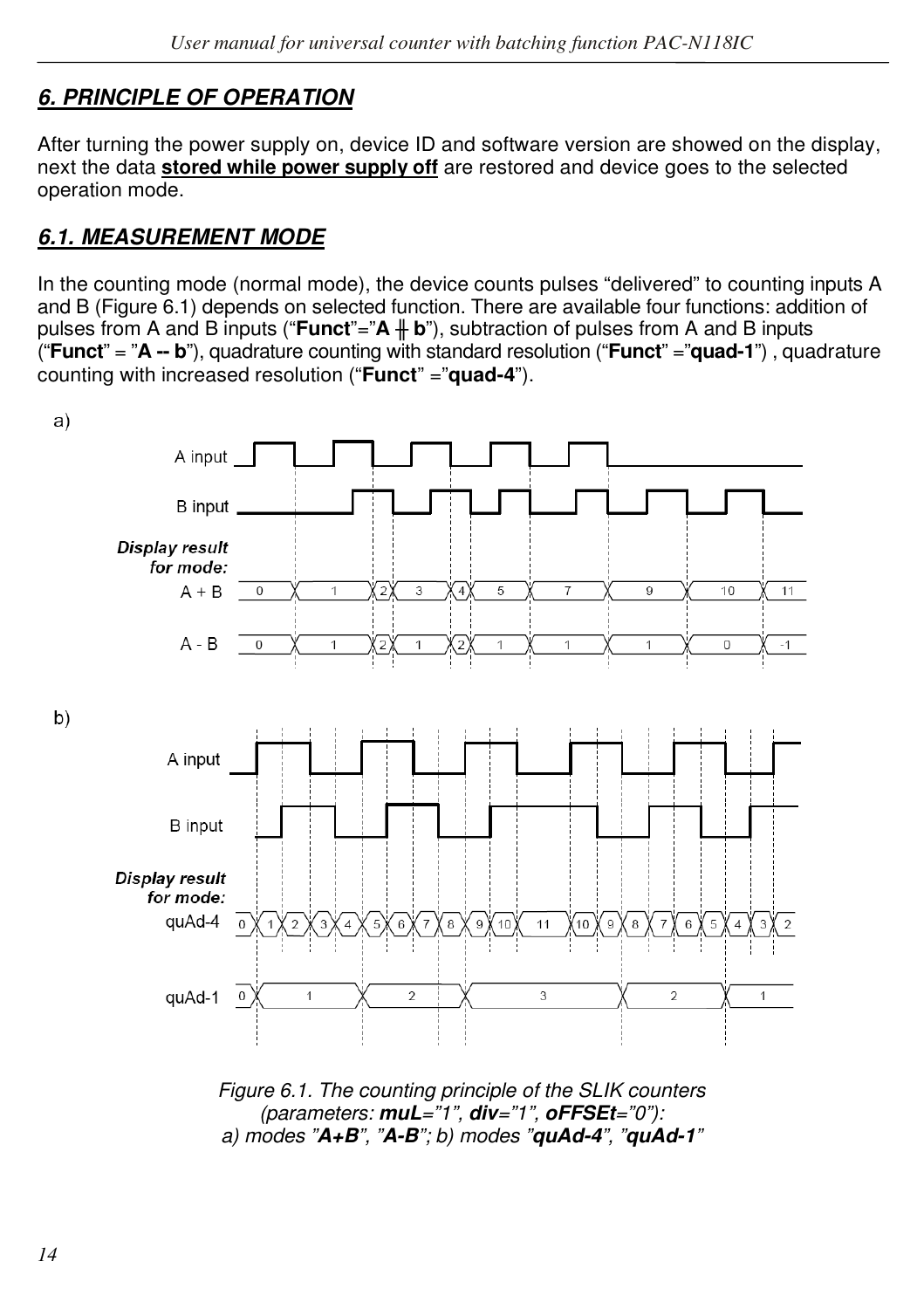## 6. PRINCIPLE OF OPERATION

After turning the power supply on, device ID and software version are showed on the display, next the data **stored while power supply off** are restored and device goes to the selected operation mode.

### 6.1. MEASUREMENT MODE

In the counting mode (normal mode), the device counts pulses "delivered" to counting inputs A and B (Figure 6.1) depends on selected function. There are available four functions: addition of pulses from A and B inputs ("**Funct**"="**A ╫ b**"), subtraction of pulses from A and B inputs ("**Funct**" = "**A -- b**"), quadrature counting with standard resolution ("**Funct**" ="**quad-1**") , quadrature counting with increased resolution ("**Funct**" ="**quad-4**").

*Figure 6.1. The counting principle of the SLIK counters (parameters: **muL**="1", **div**="1", **oFFSEt**="0"): a) modes "**A+B**", "**A-B**"; b) modes "**quAd-4**", "**quAd-1**"*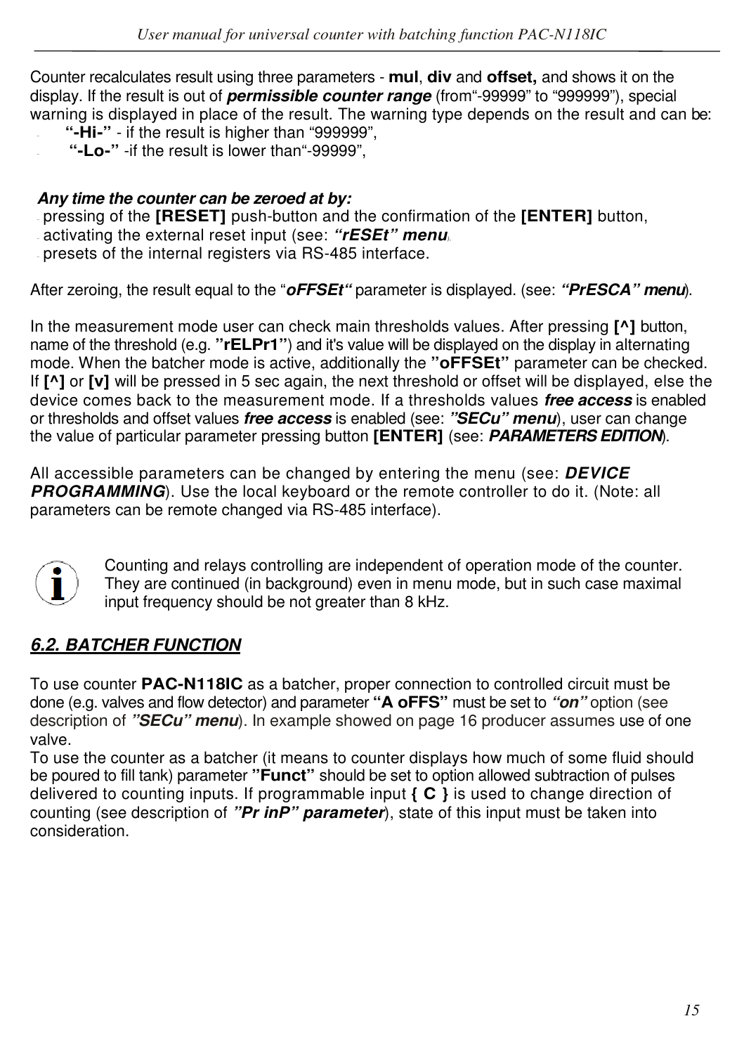Counter recalculates result using three parameters - **mul**, **div** and **offset,** and shows it on the display. If the result is out of ***permissible counter range*** (from"-99999" to "999999"), special warning is displayed in place of the result. The warning type depends on the result and can be:

- **"-Hi-"** - if the result is higher than "999999",
- **"-Lo-"** -if the result is lower than"-99999",

***Any time the counter can be zeroed at by:***

- pressing of the **[RESET]** push-button and the confirmation of the **[ENTER]** button,
- activating the external reset input (see: ***"rESEt" menu***),
- presets of the internal registers via RS-485 interface.

After zeroing, the result equal to the "***oFFSEt***" parameter is displayed. (see: ***"PrESCA" menu***).

In the measurement mode user can check main thresholds values. After pressing **[^]** button, name of the threshold (e.g. **"rELPr1"**) and it's value will be displayed on the display in alternating mode. When the batcher mode is active, additionally the **"oFFSEt"** parameter can be checked. If **[^]** or **[v]** will be pressed in 5 sec again, the next threshold or offset will be displayed, else the device comes back to the measurement mode. If a thresholds values ***free access*** is enabled or thresholds and offset values ***free access*** is enabled (see: ***"SECu" menu***), user can change the value of particular parameter pressing button **[ENTER]** (see: ***PARAMETERS EDITION***).

All accessible parameters can be changed by entering the menu (see: ***DEVICE PROGRAMMING***). Use the local keyboard or the remote controller to do it. (Note: all parameters can be remote changed via RS-485 interface).

Counting and relays controlling are independent of operation mode of the counter. They are continued (in background) even in menu mode, but in such case maximal input frequency should be not greater than 8 kHz.

## *6.2. BATCHER FUNCTION*

To use counter **PAC-N118IC** as a batcher, proper connection to controlled circuit must be done (e.g. valves and flow detector) and parameter **"A oFFS"** must be set to ***"on"*** option (see description of ***"SECu" menu***). In example showed on page 16 producer assumes use of one valve.

To use the counter as a batcher (it means to counter displays how much of some fluid should be poured to fill tank) parameter **"Funct"** should be set to option allowed subtraction of pulses delivered to counting inputs. If programmable input **{ C }** is used to change direction of counting (see description of ***"Pr inP" parameter***), state of this input must be taken into consideration.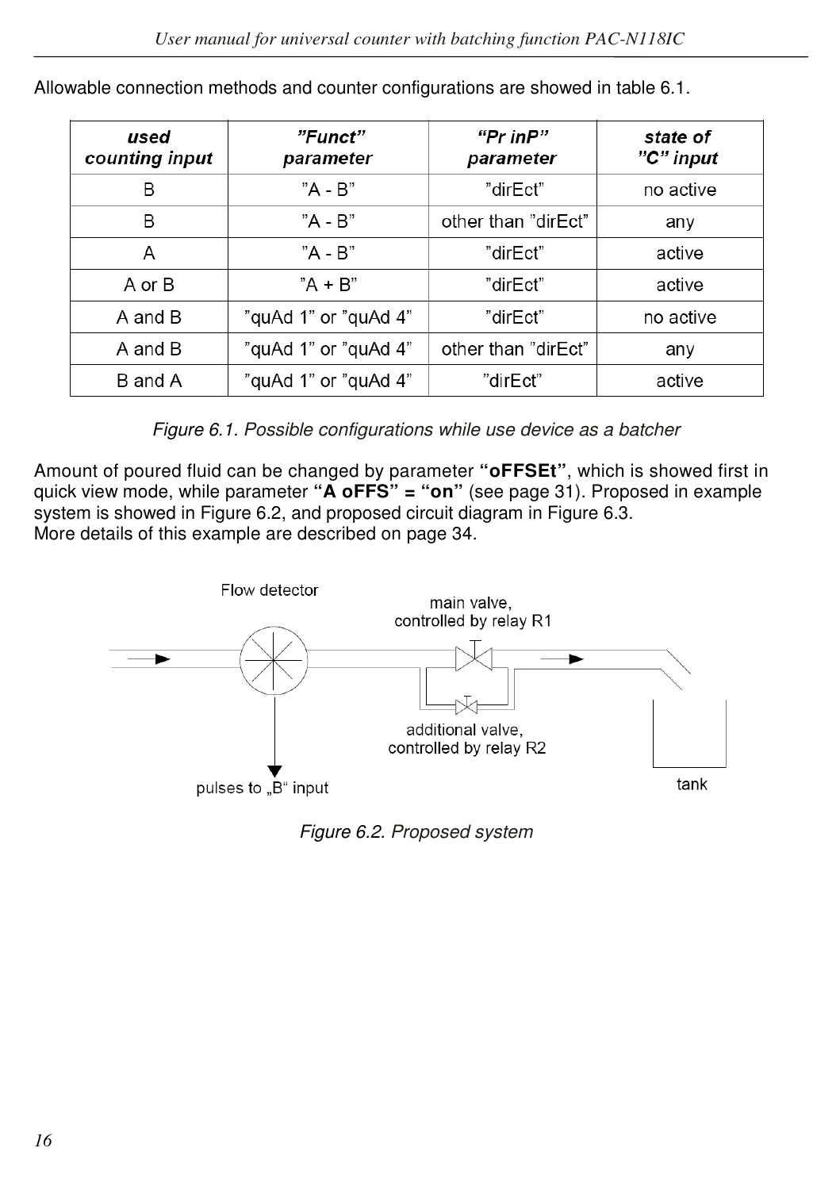Allowable connection methods and counter configurations are showed in table 6.1.

| ***used counting input*** | ***"Funct" parameter*** | ***"Pr inP" parameter*** | ***state of "C" input*** |
|---|---|---|---|
| B | "A - B" | "dirEct" | no active |
| B | "A - B" | other than "dirEct" | any |
| A | "A - B" | "dirEct" | active |
| A or B | "A + B" | "dirEct" | active |
| A and B | "quAd 1" or "quAd 4" | "dirEct" | no active |
| A and B | "quAd 1" or "quAd 4" | other than "dirEct" | any |
| B and A | "quAd 1" or "quAd 4" | "dirEct" | active |

*Figure 6.1. Possible configurations while use device as a batcher*

Amount of poured fluid can be changed by parameter **"oFFSEt"**, which is showed first in quick view mode, while parameter **"A oFFS" = "on"** (see page 31). Proposed in example system is showed in Figure 6.2, and proposed circuit diagram in Figure 6.3.
More details of this example are described on page 34.

Flow detector

main valve, controlled by relay R1

additional valve, controlled by relay R2

pulses to „B" input

tank

*Figure 6.2. Proposed system*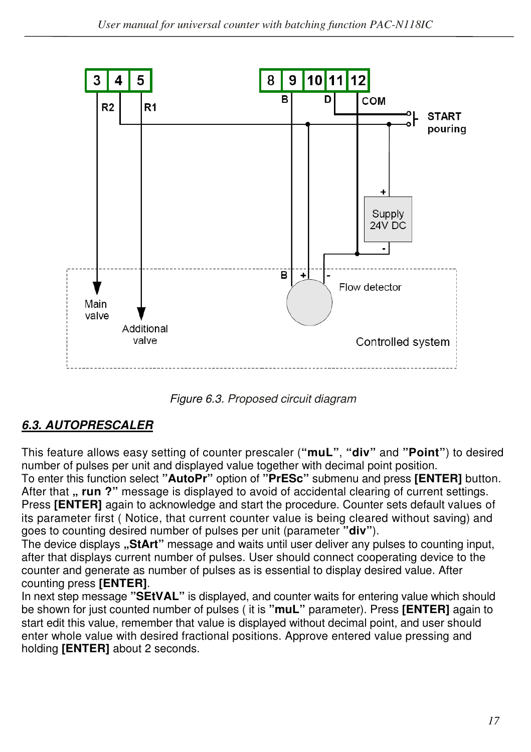*Figure 6.3. Proposed circuit diagram*

## *6.3. AUTOPRESCALER*

This feature allows easy setting of counter prescaler (**"muL"**, **"div"** and **"Point"**) to desired number of pulses per unit and displayed value together with decimal point position.
To enter this function select **"AutoPr"** option of **"PrESc"** submenu and press **[ENTER]** button. After that **„ run ?"** message is displayed to avoid of accidental clearing of current settings. Press **[ENTER]** again to acknowledge and start the procedure. Counter sets default values of its parameter first ( Notice, that current counter value is being cleared without saving) and goes to counting desired number of pulses per unit (parameter **"div"**).
The device displays **„StArt"** message and waits until user deliver any pulses to counting input, after that displays current number of pulses. User should connect cooperating device to the counter and generate as number of pulses as is essential to display desired value. After counting press **[ENTER]**.
In next step message **"SEtVAL"** is displayed, and counter waits for entering value which should be shown for just counted number of pulses ( it is **"muL"** parameter). Press **[ENTER]** again to start edit this value, remember that value is displayed without decimal point, and user should enter whole value with desired fractional positions. Approve entered value pressing and holding **[ENTER]** about 2 seconds.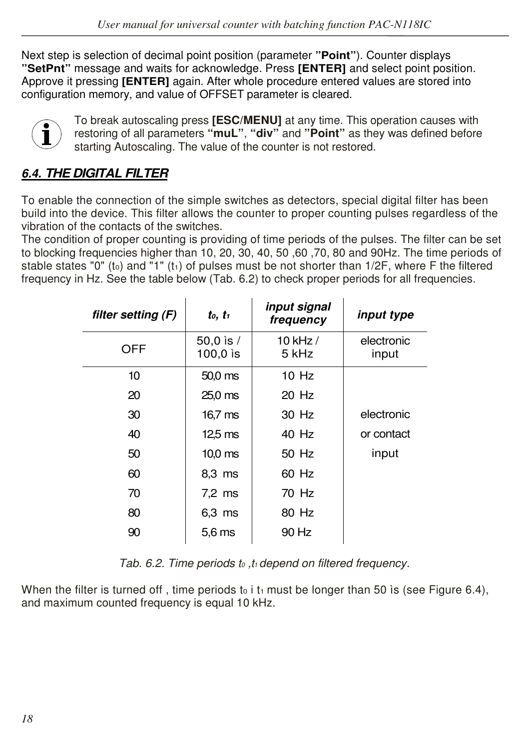Next step is selection of decimal point position (parameter **”Point”**). Counter displays **”SetPnt”** message and waits for acknowledge. Press **[ENTER]** and select point position. Approve it pressing **[ENTER]** again. After whole procedure entered values are stored into configuration memory, and value of OFFSET parameter is cleared.

> To break autoscaling press **[ESC/MENU]** at any time. This operation causes with restoring of all parameters **“muL”**, **“div”** and **”Point”** as they was defined before starting Autoscaling. The value of the counter is not restored.

### *6.4. THE DIGITAL FILTER*

To enable the connection of the simple switches as detectors, special digital filter has been build into the device. This filter allows the counter to proper counting pulses regardless of the vibration of the contacts of the switches.
The condition of proper counting is providing of time periods of the pulses. The filter can be set to blocking frequencies higher than 10, 20, 30, 40, 50 ,60 ,70, 80 and 90Hz. The time periods of stable states "0" ($t_0$) and "1" ($t_1$) of pulses must be not shorter than 1/2F, where F the filtered frequency in Hz. See the table below (Tab. 6.2) to check proper periods for all frequencies.

| *filter setting (F)* | *$t_0$, $t_1$* | *input signal frequency* | *input type* |
|---|---|---|---|
| OFF | 50,0 ìs / 100,0 ìs | 10 kHz / 5 kHz | electronic input |
| 10 | 50,0 ms | 10 Hz | |
| 20 | 25,0 ms | 20 Hz | |
| 30 | 16,7 ms | 30 Hz | electronic |
| 40 | 12,5 ms | 40 Hz | or contact |
| 50 | 10,0 ms | 50 Hz | input |
| 60 | 8,3 ms | 60 Hz | |
| 70 | 7,2 ms | 70 Hz | |
| 80 | 6,3 ms | 80 Hz | |
| 90 | 5,6 ms | 90 Hz | |

*Tab. 6.2. Time periods $t_0$ ,$t_1$ depend on filtered frequency.*

When the filter is turned off , time periods $t_0$ i $t_1$ must be longer than 50 ìs (see Figure 6.4), and maximum counted frequency is equal 10 kHz.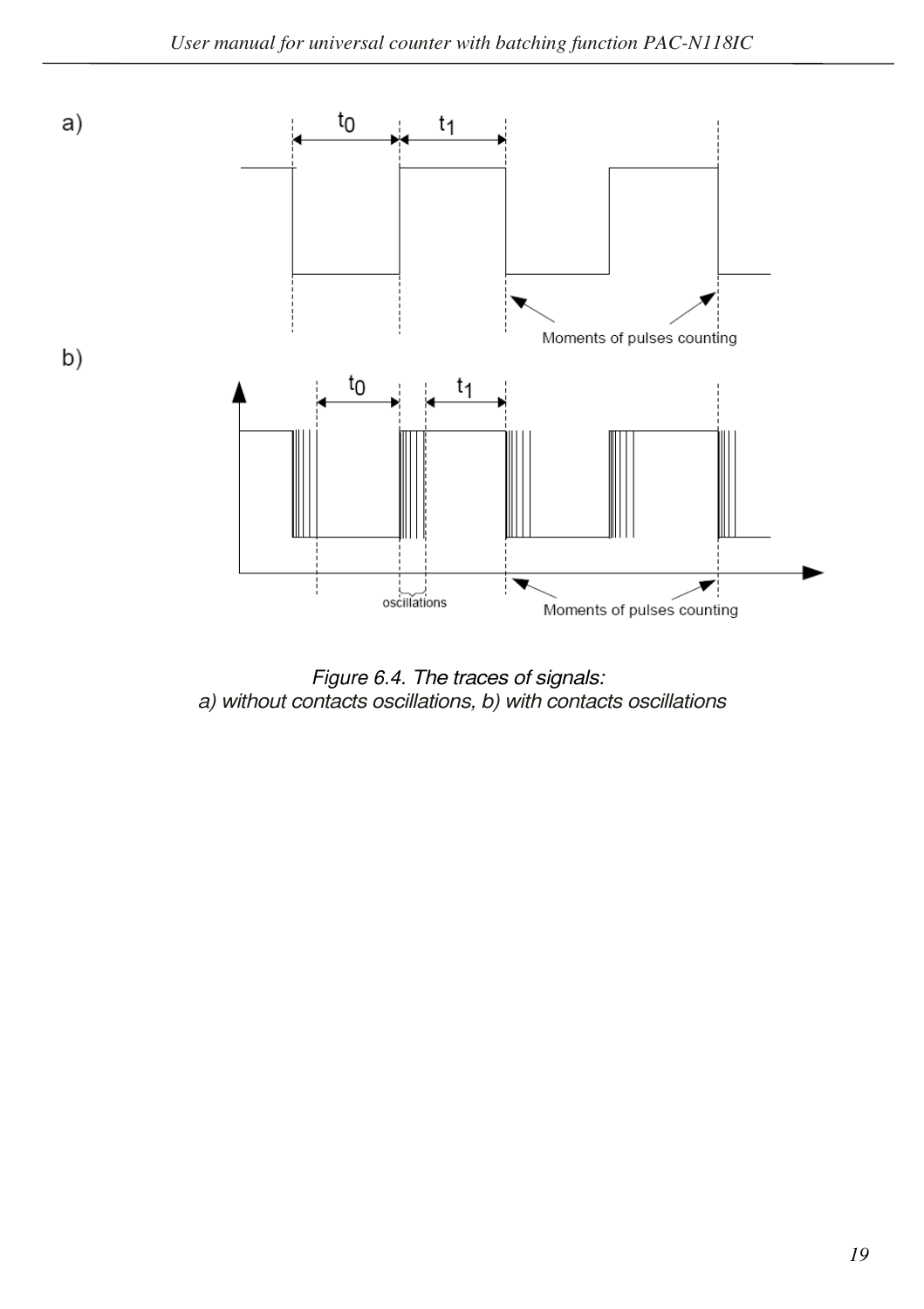a)

$t_0$ $t_1$

Moments of pulses counting

b)

$t_0$ $t_1$

oscillations

Moments of pulses counting

*Figure 6.4. The traces of signals:*
*a) without contacts oscillations, b) with contacts oscillations*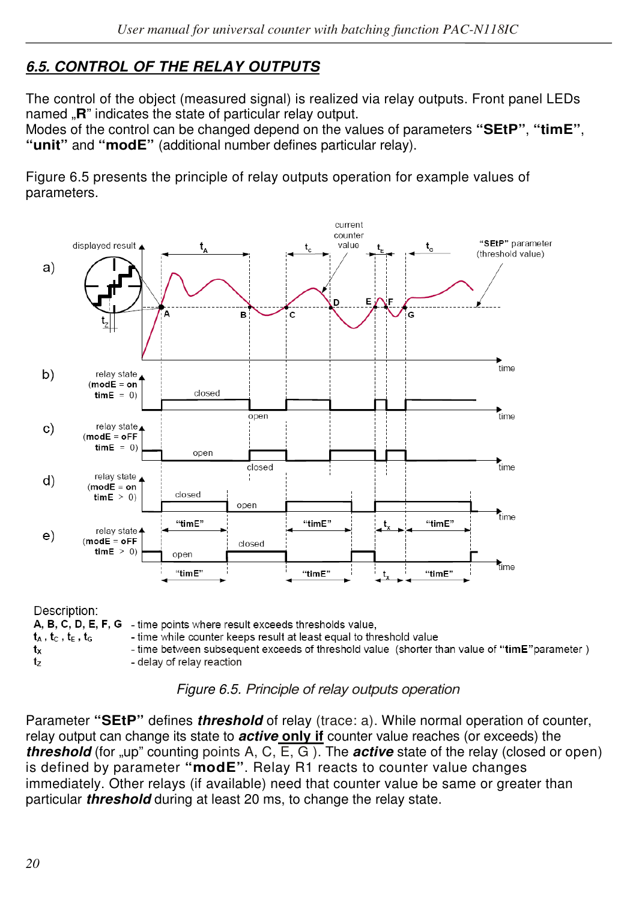## 6.5. CONTROL OF THE RELAY OUTPUTS

The control of the object (measured signal) is realized via relay outputs. Front panel LEDs named „**R**" indicates the state of particular relay output.
Modes of the control can be changed depend on the values of parameters **"SEtP"**, **"timE"**, **"unit"** and **"modE"** (additional number defines particular relay).

Figure 6.5 presents the principle of relay outputs operation for example values of parameters.

Description:

**A, B, C, D, E, F, G** - time points where result exceeds thresholds value,
$t_A$, $t_C$, $t_E$, $t_G$ - time while counter keeps result at least equal to threshold value
$t_X$ - time between subsequent exceeds of threshold value (shorter than value of **"timE"** parameter )
$t_Z$ - delay of relay reaction

*Figure 6.5. Principle of relay outputs operation*

Parameter **"SEtP"** defines ***threshold*** of relay (trace: a). While normal operation of counter, relay output can change its state to ***active*** **only if** counter value reaches (or exceeds) the ***threshold*** (for „up" counting points A, C, E, G ). The ***active*** state of the relay (closed or open) is defined by parameter **"modE"**. Relay R1 reacts to counter value changes immediately. Other relays (if available) need that counter value be same or greater than particular ***threshold*** during at least 20 ms, to change the relay state.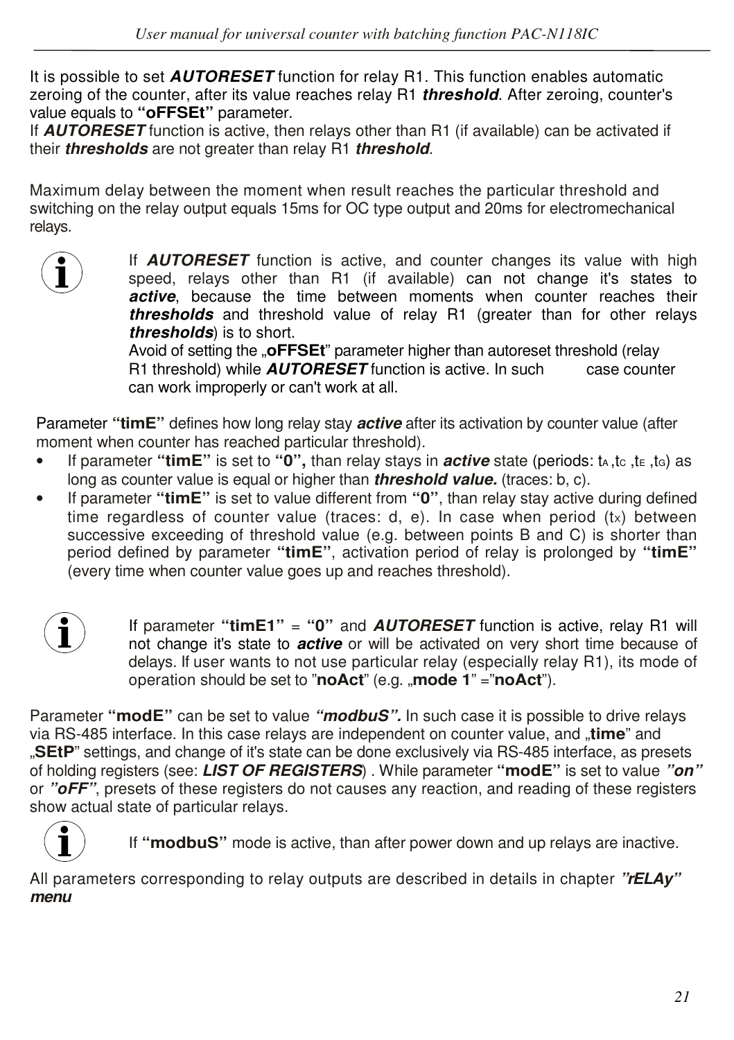It is possible to set ***AUTORESET*** function for relay R1. This function enables automatic zeroing of the counter, after its value reaches relay R1 ***threshold***. After zeroing, counter's value equals to **"oFFSEt"** parameter.
If ***AUTORESET*** function is active, then relays other than R1 (if available) can be activated if their ***thresholds*** are not greater than relay R1 ***threshold***.

Maximum delay between the moment when result reaches the particular threshold and switching on the relay output equals 15ms for OC type output and 20ms for electromechanical relays.

> If ***AUTORESET*** function is active, and counter changes its value with high speed, relays other than R1 (if available) can not change it's states to ***active***, because the time between moments when counter reaches their ***thresholds*** and threshold value of relay R1 (greater than for other relays ***thresholds***) is to short.
> Avoid of setting the „**oFFSEt**" parameter higher than autoreset threshold (relay R1 threshold) while ***AUTORESET*** function is active. In such case counter can work improperly or can't work at all.

Parameter **"timE"** defines how long relay stay ***active*** after its activation by counter value (after moment when counter has reached particular threshold).

- If parameter **"timE"** is set to **"0",** than relay stays in ***active*** state (periods: $t_A$ ,$t_C$ ,$t_E$ ,$t_G$) as long as counter value is equal or higher than ***threshold value.*** (traces: b, c).
- If parameter **"timE"** is set to value different from **"0"**, than relay stay active during defined time regardless of counter value (traces: d, e). In case when period ($t_X$) between successive exceeding of threshold value (e.g. between points B and C) is shorter than period defined by parameter **"timE"**, activation period of relay is prolonged by **"timE"** (every time when counter value goes up and reaches threshold).

> If parameter **"timE1"** = **"0"** and ***AUTORESET*** function is active, relay R1 will not change it's state to ***active*** or will be activated on very short time because of delays. If user wants to not use particular relay (especially relay R1), its mode of operation should be set to "**noAct**" (e.g. „**mode 1**" ="**noAct**").

Parameter **"modE"** can be set to value ***"modbuS".*** In such case it is possible to drive relays via RS-485 interface. In this case relays are independent on counter value, and „**time**" and „**SEtP**" settings, and change of it's state can be done exclusively via RS-485 interface, as presets of holding registers (see: ***LIST OF REGISTERS***) . While parameter **"modE"** is set to value ***"on"*** or ***"oFF"***, presets of these registers do not causes any reaction, and reading of these registers show actual state of particular relays.

> If **"modbuS"** mode is active, than after power down and up relays are inactive.

All parameters corresponding to relay outputs are described in details in chapter ***"rELAy" menu***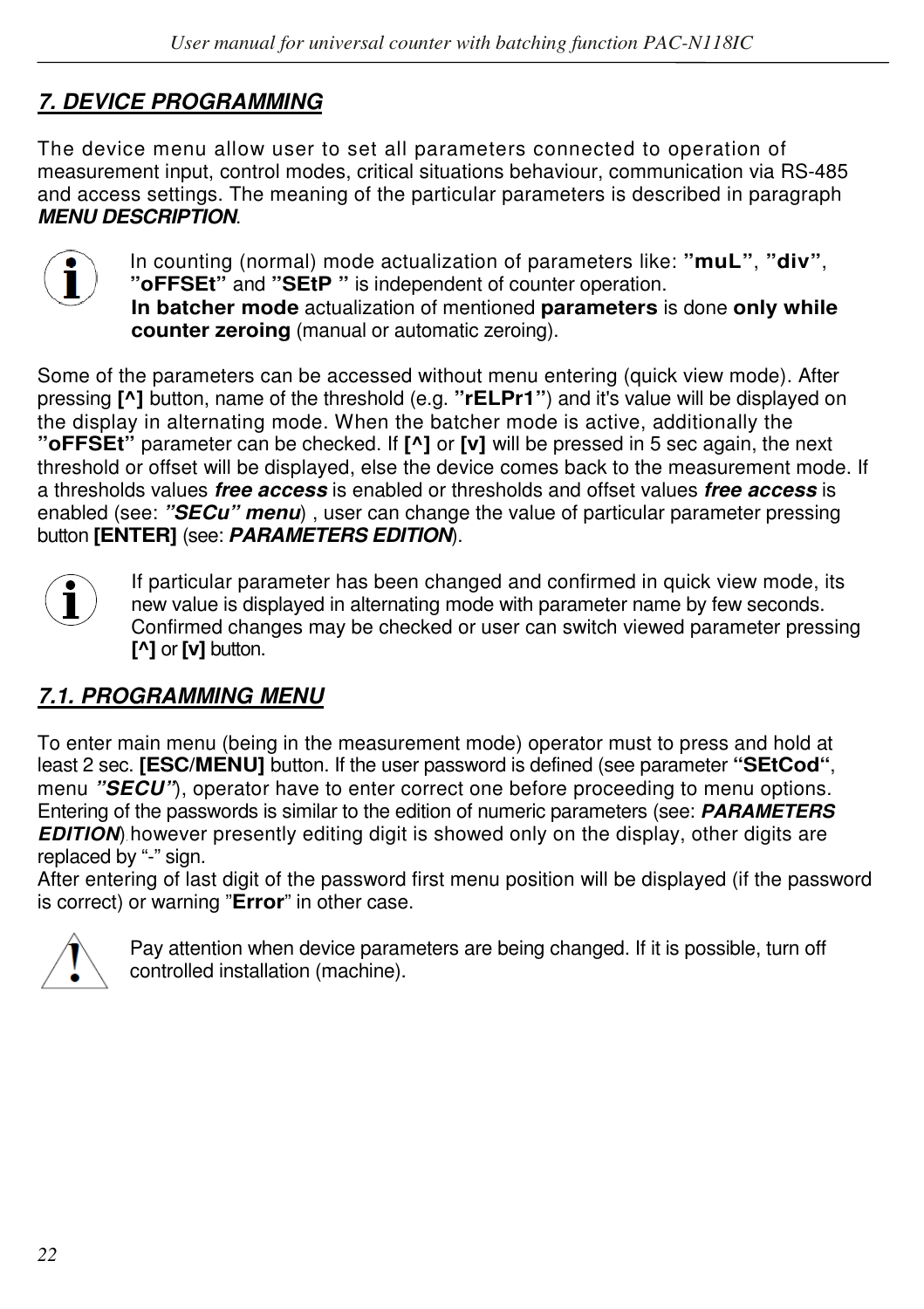## *7. DEVICE PROGRAMMING*

The device menu allow user to set all parameters connected to operation of measurement input, control modes, critical situations behaviour, communication via RS-485 and access settings. The meaning of the particular parameters is described in paragraph ***MENU DESCRIPTION***.

In counting (normal) mode actualization of parameters like: **”muL”**, **”div”**, **”oFFSEt”** and **”SEtP ”** is independent of counter operation.
**In batcher mode** actualization of mentioned **parameters** is done **only while counter zeroing** (manual or automatic zeroing).

Some of the parameters can be accessed without menu entering (quick view mode). After pressing **[^]** button, name of the threshold (e.g. **”rELPr1”**) and it's value will be displayed on the display in alternating mode. When the batcher mode is active, additionally the **”oFFSEt”** parameter can be checked. If **[^]** or **[v]** will be pressed in 5 sec again, the next threshold or offset will be displayed, else the device comes back to the measurement mode. If a thresholds values ***free access*** is enabled or thresholds and offset values ***free access*** is enabled (see: ***”SECu” menu***) , user can change the value of particular parameter pressing button **[ENTER]** (see: ***PARAMETERS EDITION***).

If particular parameter has been changed and confirmed in quick view mode, its new value is displayed in alternating mode with parameter name by few seconds. Confirmed changes may be checked or user can switch viewed parameter pressing **[^]** or **[v]** button.

### *7.1. PROGRAMMING MENU*

To enter main menu (being in the measurement mode) operator must to press and hold at least 2 sec. **[ESC/MENU]** button. If the user password is defined (see parameter **“SEtCod“**, menu ***”SECU”***), operator have to enter correct one before proceeding to menu options. Entering of the passwords is similar to the edition of numeric parameters (see: ***PARAMETERS EDITION***) however presently editing digit is showed only on the display, other digits are replaced by “-” sign.
After entering of last digit of the password first menu position will be displayed (if the password is correct) or warning ”**Error**” in other case.

Pay attention when device parameters are being changed. If it is possible, turn off controlled installation (machine).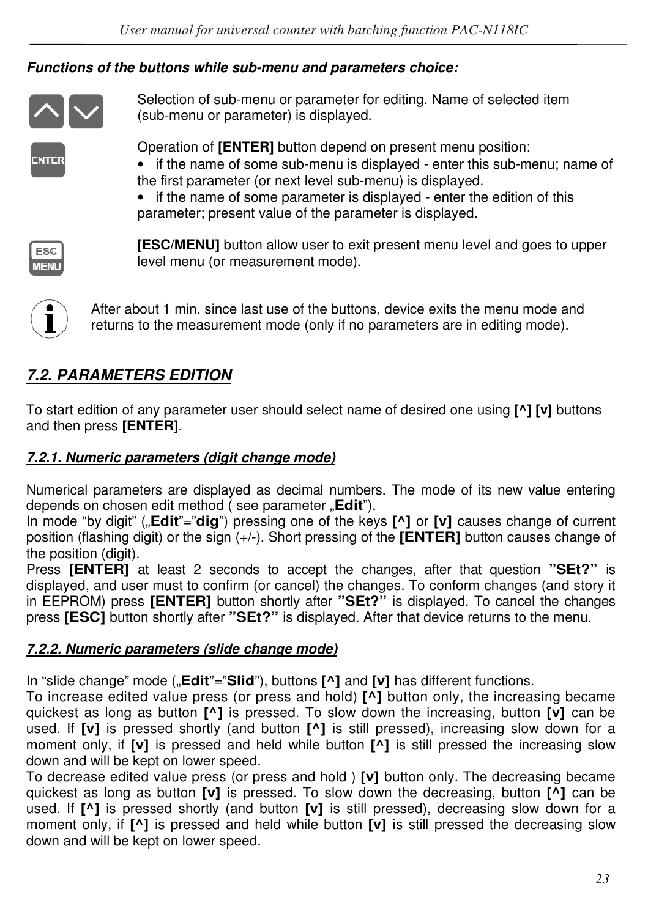***Functions of the buttons while sub-menu and parameters choice:***

Selection of sub-menu or parameter for editing. Name of selected item (sub-menu or parameter) is displayed.

Operation of **[ENTER]** button depend on present menu position:

- if the name of some sub-menu is displayed - enter this sub-menu; name of the first parameter (or next level sub-menu) is displayed.
- if the name of some parameter is displayed - enter the edition of this parameter; present value of the parameter is displayed.

**[ESC/MENU]** button allow user to exit present menu level and goes to upper level menu (or measurement mode).

After about 1 min. since last use of the buttons, device exits the menu mode and returns to the measurement mode (only if no parameters are in editing mode).

## *7.2. PARAMETERS EDITION*

To start edition of any parameter user should select name of desired one using **[^] [v]** buttons and then press **[ENTER]**.

### *7.2.1. Numeric parameters (digit change mode)*

Numerical parameters are displayed as decimal numbers. The mode of its new value entering depends on chosen edit method ( see parameter „**Edit**").

In mode "by digit" („**Edit**"="**dig**") pressing one of the keys **[^]** or **[v]** causes change of current position (flashing digit) or the sign (+/-). Short pressing of the **[ENTER]** button causes change of the position (digit).

Press **[ENTER]** at least 2 seconds to accept the changes, after that question **"SEt?"** is displayed, and user must to confirm (or cancel) the changes. To conform changes (and story it in EEPROM) press **[ENTER]** button shortly after **"SEt?"** is displayed. To cancel the changes press **[ESC]** button shortly after **"SEt?"** is displayed. After that device returns to the menu.

### *7.2.2. Numeric parameters (slide change mode)*

In "slide change" mode („**Edit**"="**Slid**"), buttons **[^]** and **[v]** has different functions.

To increase edited value press (or press and hold) **[^]** button only, the increasing became quickest as long as button **[^]** is pressed. To slow down the increasing, button **[v]** can be used. If **[v]** is pressed shortly (and button **[^]** is still pressed), increasing slow down for a moment only, if **[v]** is pressed and held while button **[^]** is still pressed the increasing slow down and will be kept on lower speed.

To decrease edited value press (or press and hold ) **[v]** button only. The decreasing became quickest as long as button **[v]** is pressed. To slow down the decreasing, button **[^]** can be used. If **[^]** is pressed shortly (and button **[v]** is still pressed), decreasing slow down for a moment only, if **[^]** is pressed and held while button **[v]** is still pressed the decreasing slow down and will be kept on lower speed.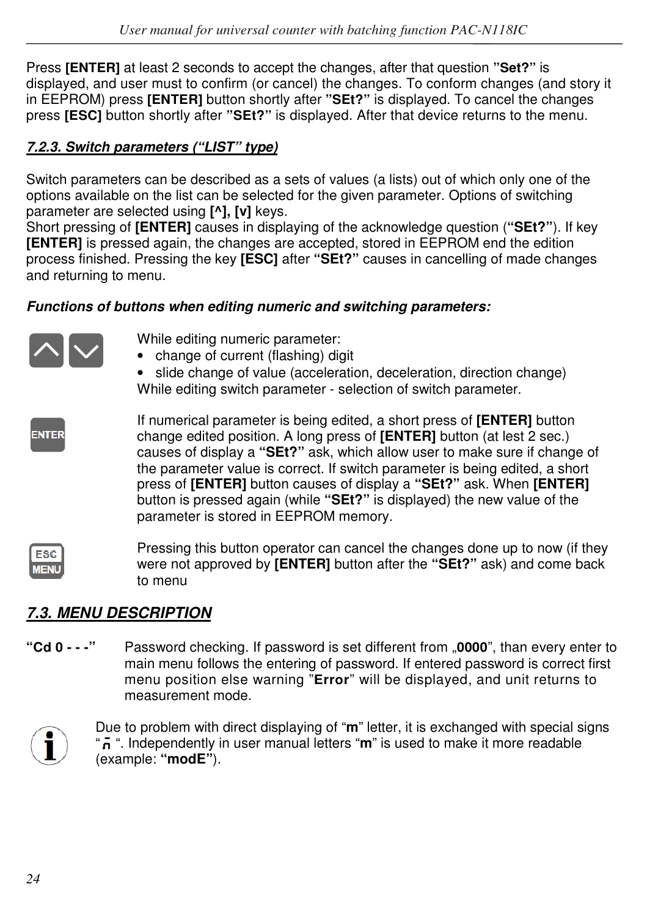Press **[ENTER]** at least 2 seconds to accept the changes, after that question **"Set?"** is displayed, and user must to confirm (or cancel) the changes. To conform changes (and story it in EEPROM) press **[ENTER]** button shortly after **"SEt?"** is displayed. To cancel the changes press **[ESC]** button shortly after **"SEt?"** is displayed. After that device returns to the menu.

### *7.2.3. Switch parameters ("LIST" type)*

Switch parameters can be described as a sets of values (a lists) out of which only one of the options available on the list can be selected for the given parameter. Options of switching parameter are selected using **[^], [v]** keys.
Short pressing of **[ENTER]** causes in displaying of the acknowledge question (**"SEt?"**). If key **[ENTER]** is pressed again, the changes are accepted, stored in EEPROM end the edition process finished. Pressing the key **[ESC]** after **"SEt?"** causes in cancelling of made changes and returning to menu.

***Functions of buttons when editing numeric and switching parameters:***

**[^] [v]**
While editing numeric parameter:
- change of current (flashing) digit
- slide change of value (acceleration, deceleration, direction change)

While editing switch parameter - selection of switch parameter.

**[ENTER]**
If numerical parameter is being edited, a short press of **[ENTER]** button change edited position. A long press of **[ENTER]** button (at lest 2 sec.) causes of display a **"SEt?"** ask, which allow user to make sure if change of the parameter value is correct. If switch parameter is being edited, a short press of **[ENTER]** button causes of display a **"SEt?"** ask. When **[ENTER]** button is pressed again (while **"SEt?"** is displayed) the new value of the parameter is stored in EEPROM memory.

**[ESC/MENU]**
Pressing this button operator can cancel the changes done up to now (if they were not approved by **[ENTER]** button after the **"SEt?"** ask) and come back to menu

## *7.3. MENU DESCRIPTION*

**"Cd 0 - - -"** Password checking. If password is set different from „**0000**", than every enter to main menu follows the entering of password. If entered password is correct first menu position else warning "**Error**" will be displayed, and unit returns to measurement mode.

Due to problem with direct displaying of "**m**" letter, it is exchanged with special signs "ñ". Independently in user manual letters "**m**" is used to make it more readable (example: **"modE"**).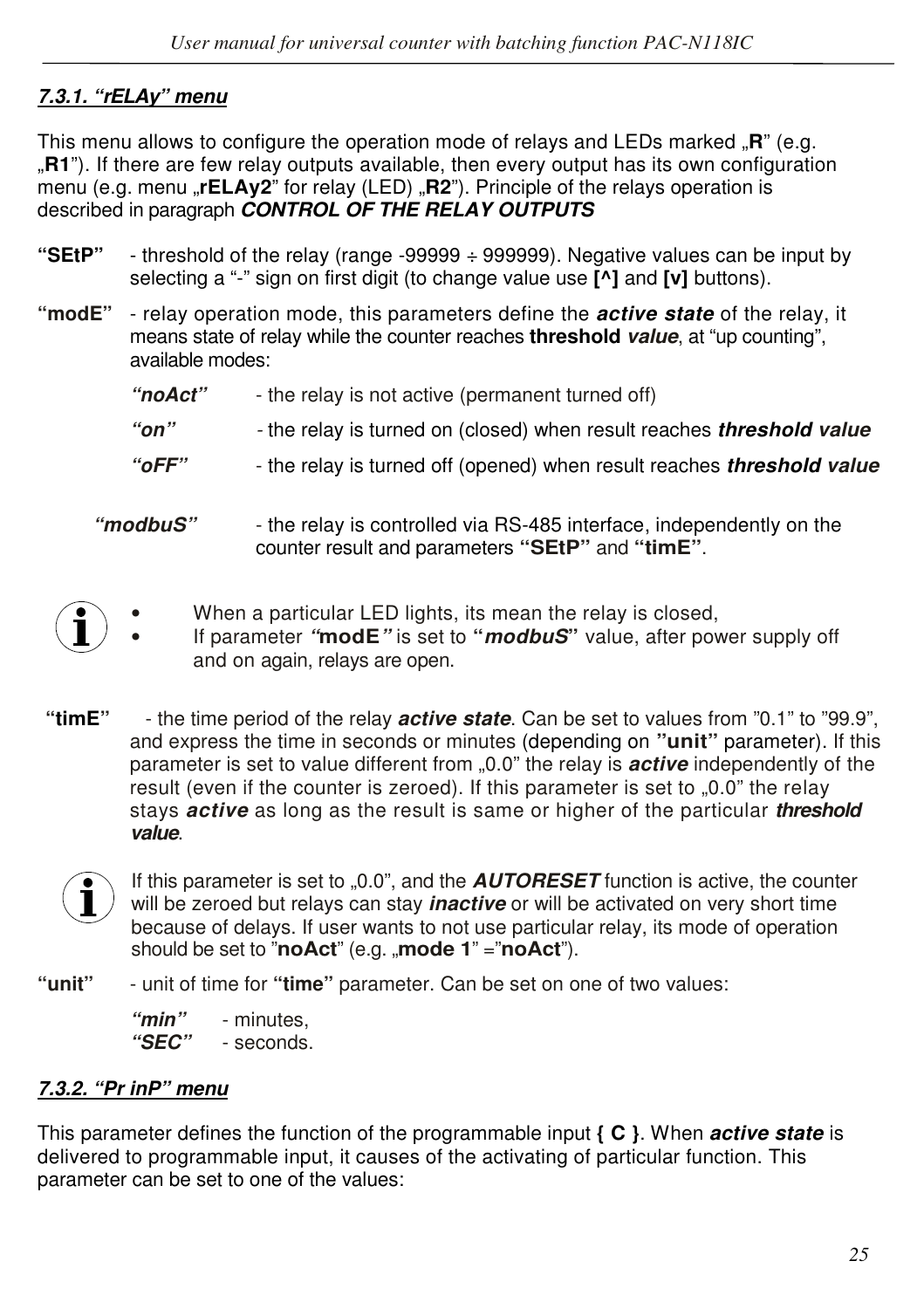### *7.3.1. "rELAy" menu*

This menu allows to configure the operation mode of relays and LEDs marked „**R**" (e.g. „**R1**"). If there are few relay outputs available, then every output has its own configuration menu (e.g. menu „**rELAy2**" for relay (LED) „**R2**"). Principle of the relays operation is described in paragraph ***CONTROL OF THE RELAY OUTPUTS***

**"SEtP"** - threshold of the relay (range -99999 ÷ 999999). Negative values can be input by selecting a "-" sign on first digit (to change value use **[^]** and **[v]** buttons).

**"modE"** - relay operation mode, this parameters define the ***active state*** of the relay, it means state of relay while the counter reaches **threshold *value***, at "up counting", available modes:

- ***"noAct"*** - the relay is not active (permanent turned off)
- ***"on"*** - the relay is turned on (closed) when result reaches ***threshold value***
- ***"oFF"*** - the relay is turned off (opened) when result reaches ***threshold value***
- ***"modbuS"*** - the relay is controlled via RS-485 interface, independently on the counter result and parameters **"SEtP"** and **"timE"**.

> - When a particular LED lights, its mean the relay is closed,
> - If parameter ***"*modE*"*** is set to **"*modbuS*"** value, after power supply off and on again, relays are open.

**"timE"** - the time period of the relay ***active state***. Can be set to values from "0.1" to "99.9", and express the time in seconds or minutes (depending on **"unit"** parameter). If this parameter is set to value different from „0.0" the relay is ***active*** independently of the result (even if the counter is zeroed). If this parameter is set to „0.0" the relay stays ***active*** as long as the result is same or higher of the particular ***threshold value***.

> If this parameter is set to „0.0", and the ***AUTORESET*** function is active, the counter will be zeroed but relays can stay ***inactive*** or will be activated on very short time because of delays. If user wants to not use particular relay, its mode of operation should be set to "**noAct**" (e.g. „**mode 1**" ="**noAct**").

**"unit"** - unit of time for **"time"** parameter. Can be set on one of two values:

- ***"min"*** - minutes,
- ***"SEC"*** - seconds.

### *7.3.2. "Pr inP" menu*

This parameter defines the function of the programmable input **{ C }**. When ***active state*** is delivered to programmable input, it causes of the activating of particular function. This parameter can be set to one of the values: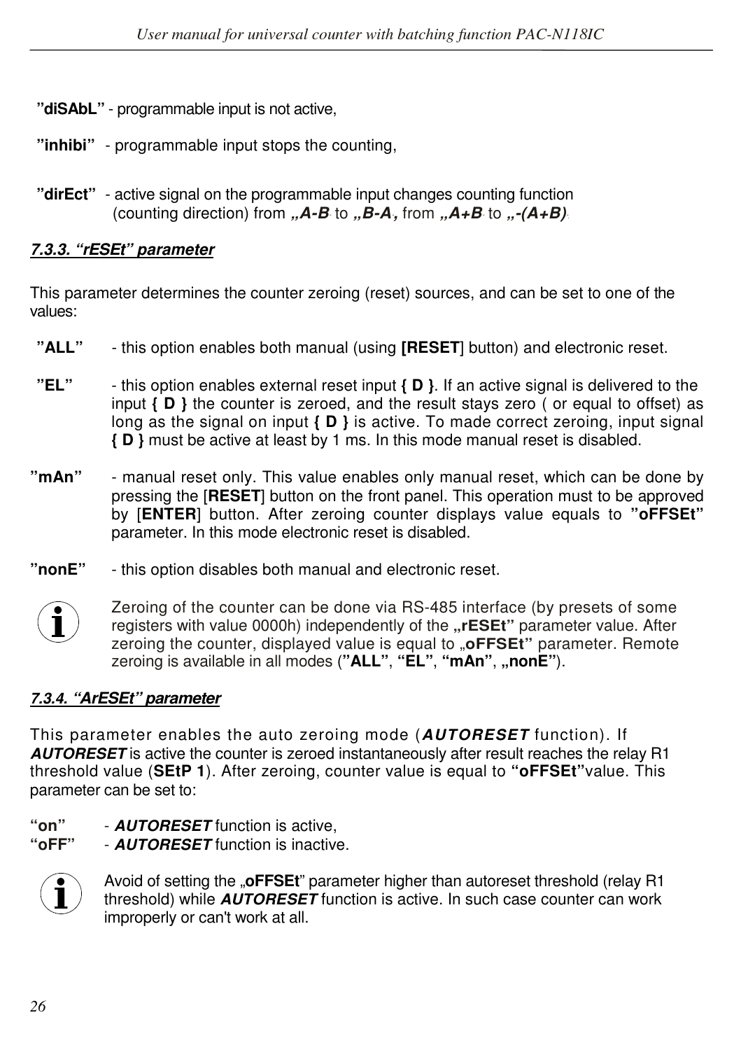**”diSAbL”** - programmable input is not active,

**”inhibi”** - programmable input stops the counting,

**”dirEct”** - active signal on the programmable input changes counting function (counting direction) from ***„A-B*** to ***„B-A*,** from ***„A+B*** to ***„-(A+B)***.

### *7.3.3. “rESEt” parameter*

This parameter determines the counter zeroing (reset) sources, and can be set to one of the values:

**”ALL”** - this option enables both manual (using **[RESET**] button) and electronic reset.

**”EL”** - this option enables external reset input **{ D }**. If an active signal is delivered to the input **{ D }** the counter is zeroed, and the result stays zero ( or equal to offset) as long as the signal on input **{ D }** is active. To made correct zeroing, input signal **{ D }** must be active at least by 1 ms. In this mode manual reset is disabled.

**”mAn”** - manual reset only. This value enables only manual reset, which can be done by pressing the [**RESET**] button on the front panel. This operation must to be approved by [**ENTER**] button. After zeroing counter displays value equals to **”oFFSEt”** parameter. In this mode electronic reset is disabled.

**”nonE”** - this option disables both manual and electronic reset.

Zeroing of the counter can be done via RS-485 interface (by presets of some registers with value 0000h) independently of the **„rESEt”** parameter value. After zeroing the counter, displayed value is equal to „**oFFSEt”** parameter. Remote zeroing is available in all modes (**”ALL”**, **“EL”**, **“mAn”**, **„nonE”**).

### *7.3.4. “ArESEt” parameter*

This parameter enables the auto zeroing mode (***AUTORESET*** function). If ***AUTORESET*** is active the counter is zeroed instantaneously after result reaches the relay R1 threshold value (**SEtP 1**). After zeroing, counter value is equal to **“oFFSEt”**value. This parameter can be set to:

**“on”** - ***AUTORESET*** function is active,
**“oFF”** - ***AUTORESET*** function is inactive.

Avoid of setting the „**oFFSEt**” parameter higher than autoreset threshold (relay R1 threshold) while ***AUTORESET*** function is active. In such case counter can work improperly or can't work at all.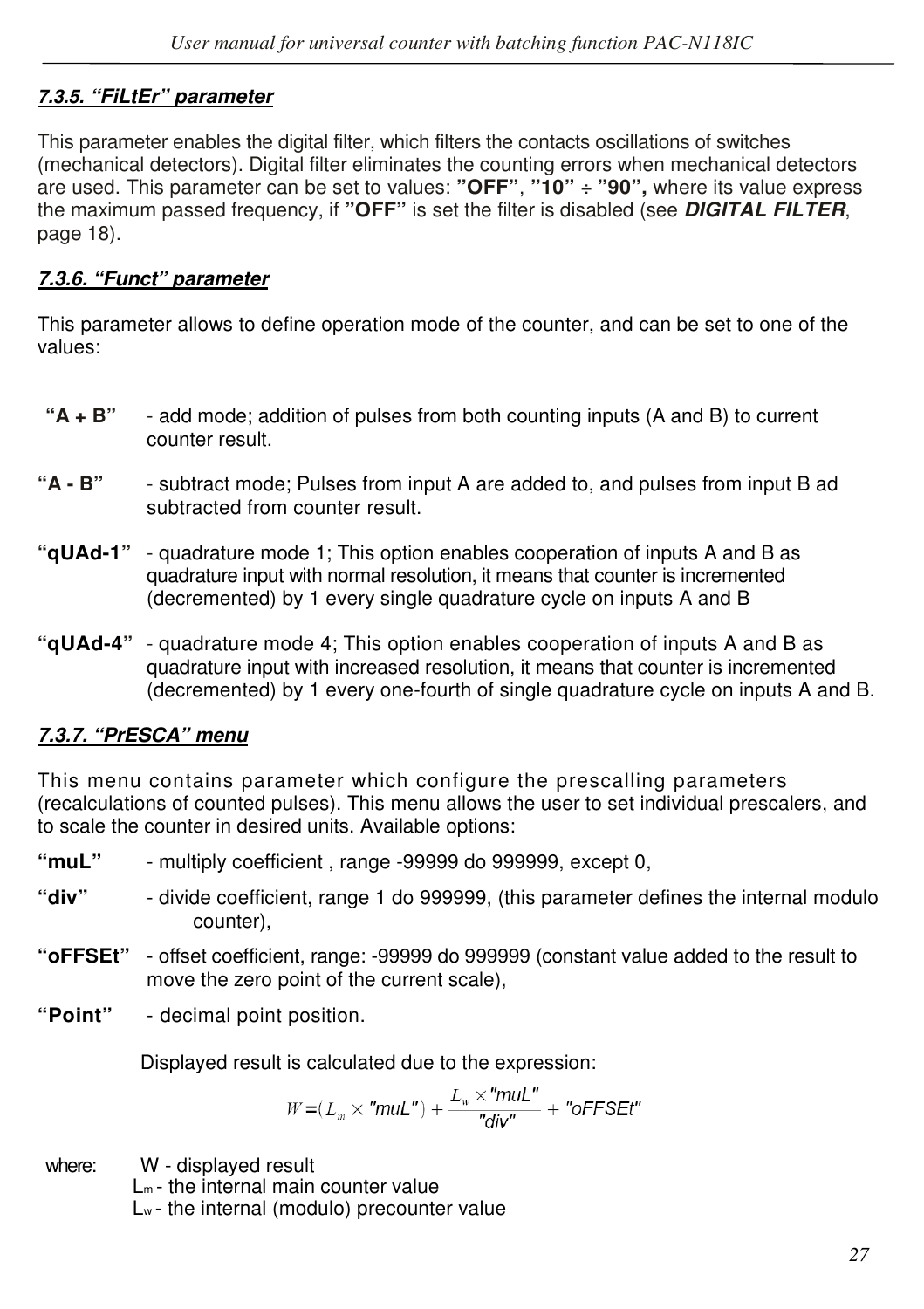#### *7.3.5. “FiLtEr” parameter*

This parameter enables the digital filter, which filters the contacts oscillations of switches (mechanical detectors). Digital filter eliminates the counting errors when mechanical detectors are used. This parameter can be set to values: **”OFF”**, **”10”** ÷ **”90”,** where its value express the maximum passed frequency, if **”OFF”** is set the filter is disabled (see ***DIGITAL FILTER***, page 18).

#### *7.3.6. “Funct” parameter*

This parameter allows to define operation mode of the counter, and can be set to one of the values:

- **“A + B”** - add mode; addition of pulses from both counting inputs (A and B) to current counter result.
- **“A - B”** - subtract mode; Pulses from input A are added to, and pulses from input B ad subtracted from counter result.
- **“qUAd-1”** - quadrature mode 1; This option enables cooperation of inputs A and B as quadrature input with normal resolution, it means that counter is incremented (decremented) by 1 every single quadrature cycle on inputs A and B
- **“qUAd-4”** - quadrature mode 4; This option enables cooperation of inputs A and B as quadrature input with increased resolution, it means that counter is incremented (decremented) by 1 every one-fourth of single quadrature cycle on inputs A and B.

#### *7.3.7. “PrESCA” menu*

This menu contains parameter which configure the prescalling parameters (recalculations of counted pulses). This menu allows the user to set individual prescalers, and to scale the counter in desired units. Available options:

- **“muL”** - multiply coefficient , range -99999 do 999999, except 0,
- **“div”** - divide coefficient, range 1 do 999999, (this parameter defines the internal modulo counter),
- **“oFFSEt”** - offset coefficient, range: -99999 do 999999 (constant value added to the result to move the zero point of the current scale),
- **“Point”** - decimal point position.

Displayed result is calculated due to the expression:

$$W = (L_m \times \text{"muL"}) + \frac{L_w \times \text{"muL"}}{\text{"div"}} + \text{"oFFSEt"}$$

where: W - displayed result
$L_m$ - the internal main counter value
$L_w$ - the internal (modulo) precounter value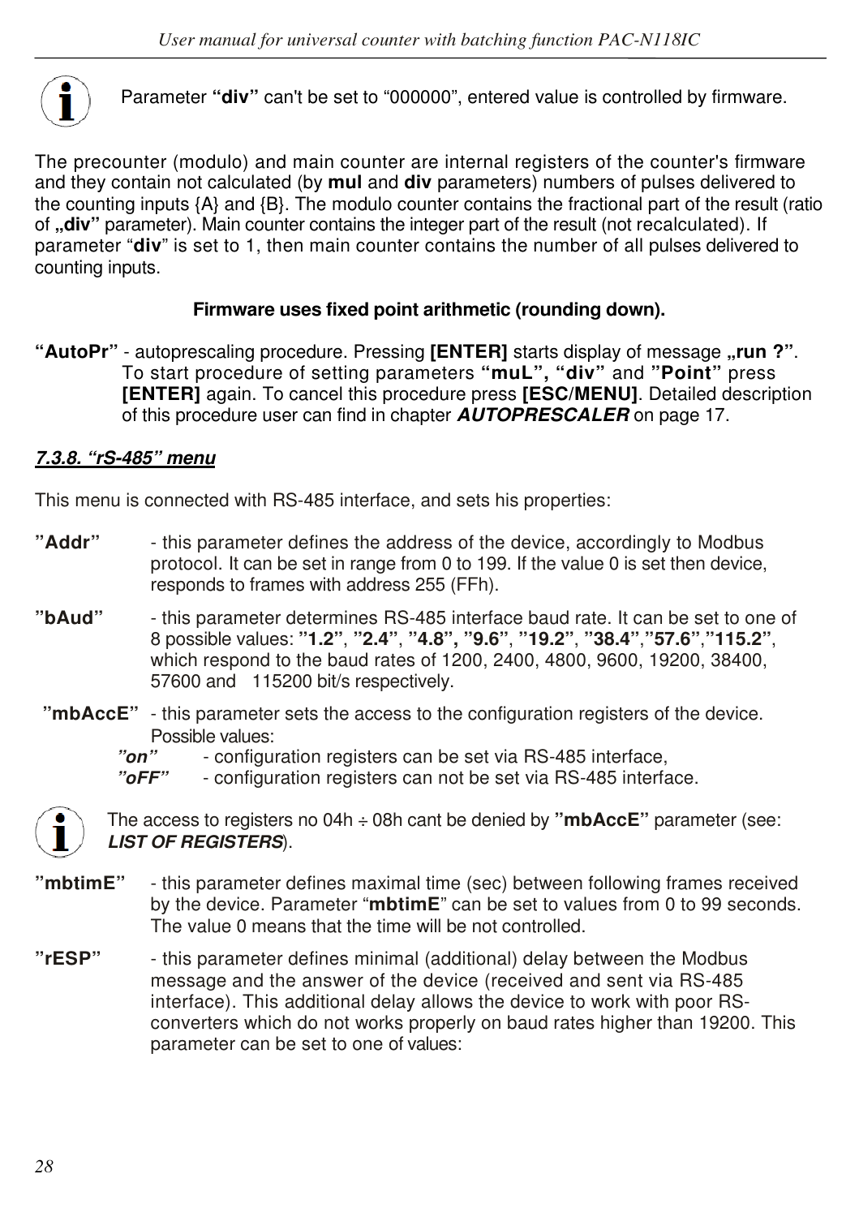Parameter **“div”** can't be set to “000000”, entered value is controlled by firmware.

The precounter (modulo) and main counter are internal registers of the counter's firmware and they contain not calculated (by **mul** and **div** parameters) numbers of pulses delivered to the counting inputs {A} and {B}. The modulo counter contains the fractional part of the result (ratio of **„div”** parameter). Main counter contains the integer part of the result (not recalculated). If parameter “**div**” is set to 1, then main counter contains the number of all pulses delivered to counting inputs.

**Firmware uses fixed point arithmetic (rounding down).**

**“AutoPr”** - autoprescaling procedure. Pressing **[ENTER]** starts display of message **„run ?”**. To start procedure of setting parameters **“muL”, “div”** and **”Point”** press **[ENTER]** again. To cancel this procedure press **[ESC/MENU]**. Detailed description of this procedure user can find in chapter ***AUTOPRESCALER*** on page 17.

#### ***7.3.8. “rS-485” menu***

This menu is connected with RS-485 interface, and sets his properties:

**”Addr”** - this parameter defines the address of the device, accordingly to Modbus protocol. It can be set in range from 0 to 199. If the value 0 is set then device, responds to frames with address 255 (FFh).

**”bAud”** - this parameter determines RS-485 interface baud rate. It can be set to one of 8 possible values: **”1.2”**, **”2.4”**, **”4.8”, ”9.6”**, **”19.2”**, **”38.4”**,**”57.6”**,**”115.2”**, which respond to the baud rates of 1200, 2400, 4800, 9600, 19200, 38400, 57600 and 115200 bit/s respectively.

**”mbAccE”** - this parameter sets the access to the configuration registers of the device. Possible values:

- ***”on”*** - configuration registers can be set via RS-485 interface,
- ***”oFF”*** - configuration registers can not be set via RS-485 interface.

The access to registers no 04h ÷ 08h cant be denied by **”mbAccE”** parameter (see: ***LIST OF REGISTERS***).

**”mbtimE”** - this parameter defines maximal time (sec) between following frames received by the device. Parameter “**mbtimE**” can be set to values from 0 to 99 seconds. The value 0 means that the time will be not controlled.

**”rESP”** - this parameter defines minimal (additional) delay between the Modbus message and the answer of the device (received and sent via RS-485 interface). This additional delay allows the device to work with poor RS-converters which do not works properly on baud rates higher than 19200. This parameter can be set to one of values: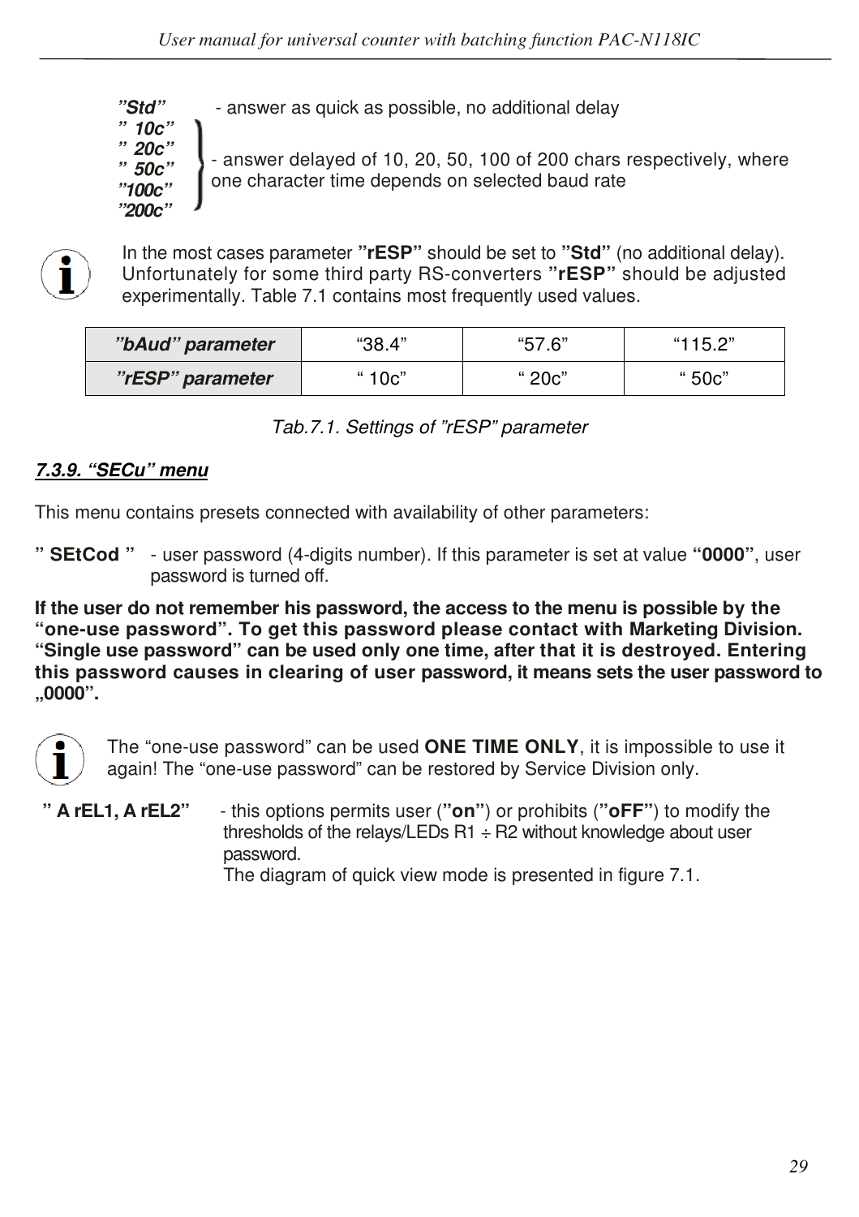***"Std"*** - answer as quick as possible, no additional delay

***" 10c"***
***" 20c"***
***" 50c"***
***"100c"***
***"200c"***
- answer delayed of 10, 20, 50, 100 of 200 chars respectively, where one character time depends on selected baud rate

In the most cases parameter **"rESP"** should be set to **"Std"** (no additional delay). Unfortunately for some third party RS-converters **"rESP"** should be adjusted experimentally. Table 7.1 contains most frequently used values.

| ***"bAud" parameter*** | "38.4" | "57.6" | "115.2" |
|---|---|---|---|
| ***"rESP" parameter*** | " 10c" | " 20c" | " 50c" |

*Tab.7.1. Settings of "rESP" parameter*

#### *7.3.9. "SECu" menu*

This menu contains presets connected with availability of other parameters:

**" SEtCod "** - user password (4-digits number). If this parameter is set at value **"0000"**, user password is turned off.

**If the user do not remember his password, the access to the menu is possible by the "one-use password". To get this password please contact with Marketing Division. "Single use password" can be used only one time, after that it is destroyed. Entering this password causes in clearing of user password, it means sets the user password to „0000".**

The "one-use password" can be used **ONE TIME ONLY**, it is impossible to use it again! The "one-use password" can be restored by Service Division only.

**" A rEL1, A rEL2"** - this options permits user (**"on"**) or prohibits (**"oFF"**) to modify the thresholds of the relays/LEDs R1 ÷ R2 without knowledge about user password.
The diagram of quick view mode is presented in figure 7.1.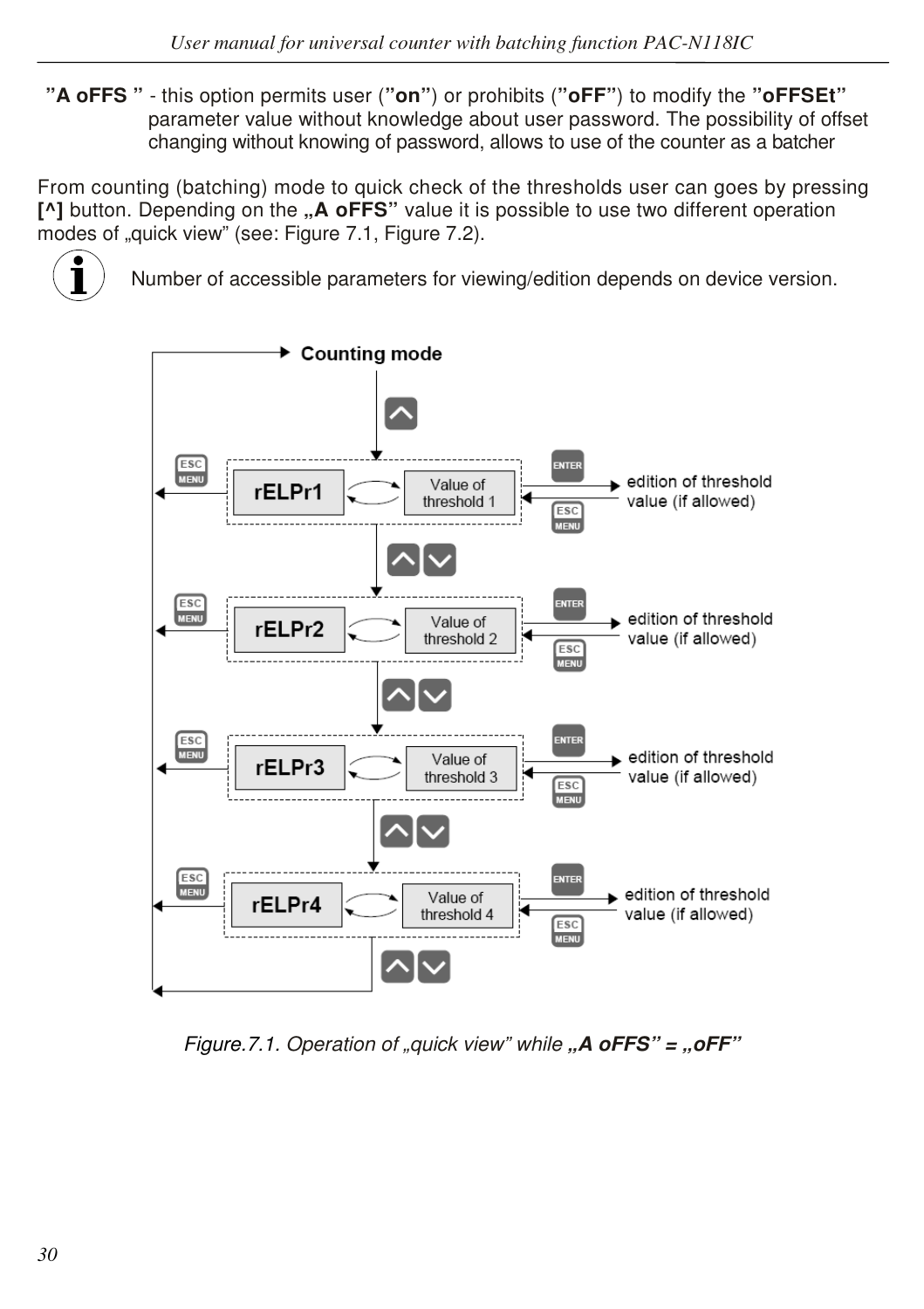**"A oFFS "** - this option permits user (**"on"**) or prohibits (**"oFF"**) to modify the **"oFFSEt"** parameter value without knowledge about user password. The possibility of offset changing without knowing of password, allows to use of the counter as a batcher

From counting (batching) mode to quick check of the thresholds user can goes by pressing **[^]** button. Depending on the **„A oFFS"** value it is possible to use two different operation modes of „quick view" (see: Figure 7.1, Figure 7.2).

Number of accessible parameters for viewing/edition depends on device version.

*Figure.7.1. Operation of „quick view" while **„A oFFS" = „oFF"***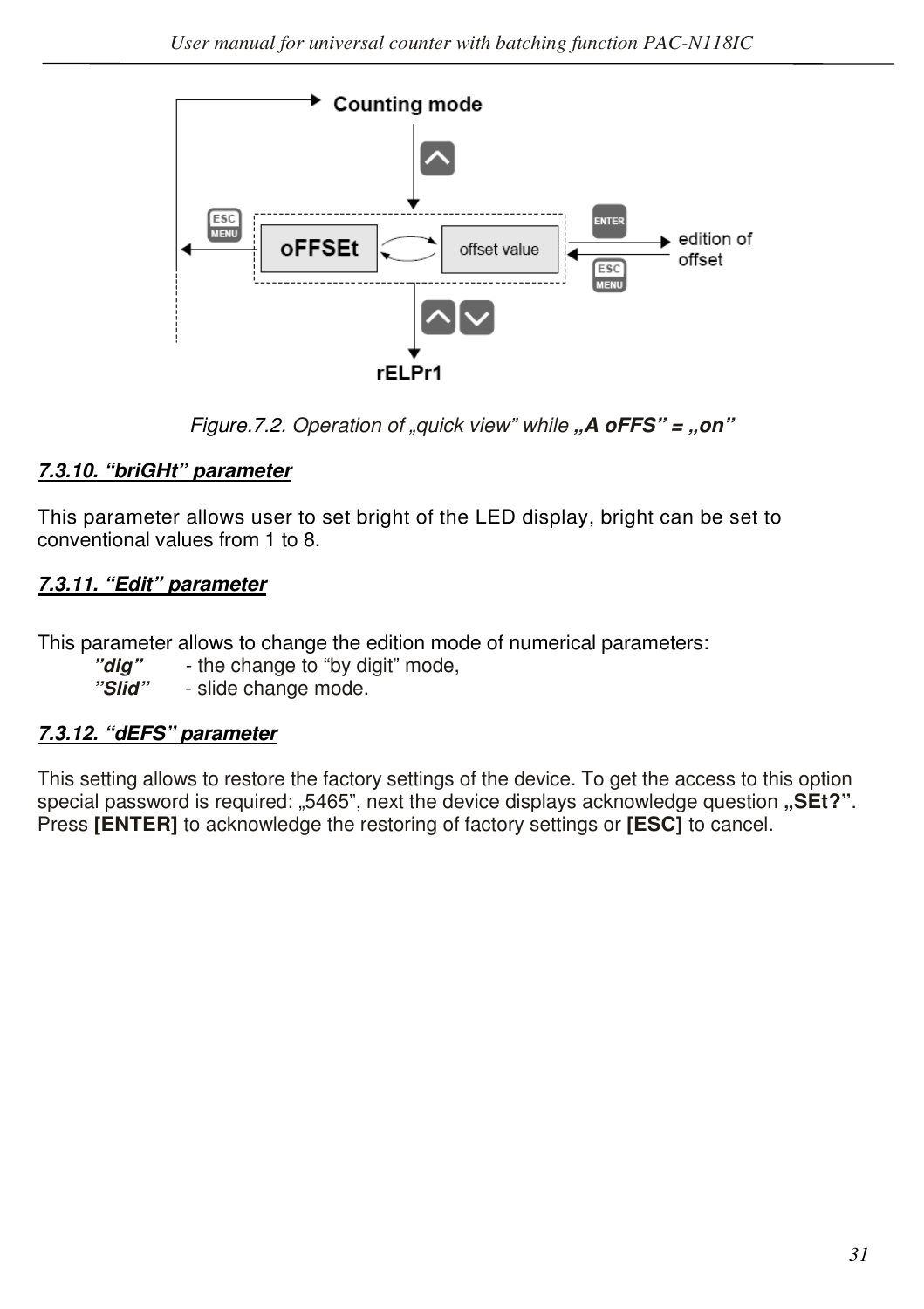Figure.7.2. Operation of „quick view" while **„A oFFS" = „on"**

### *7.3.10. "briGHt" parameter*

This parameter allows user to set bright of the LED display, bright can be set to conventional values from 1 to 8.

### *7.3.11. "Edit" parameter*

This parameter allows to change the edition mode of numerical parameters:

- ***"dig"*** - the change to "by digit" mode,
- ***"Slid"*** - slide change mode.

### *7.3.12. "dEFS" parameter*

This setting allows to restore the factory settings of the device. To get the access to this option special password is required: „5465", next the device displays acknowledge question **„SEt?"**. Press **[ENTER]** to acknowledge the restoring of factory settings or **[ESC]** to cancel.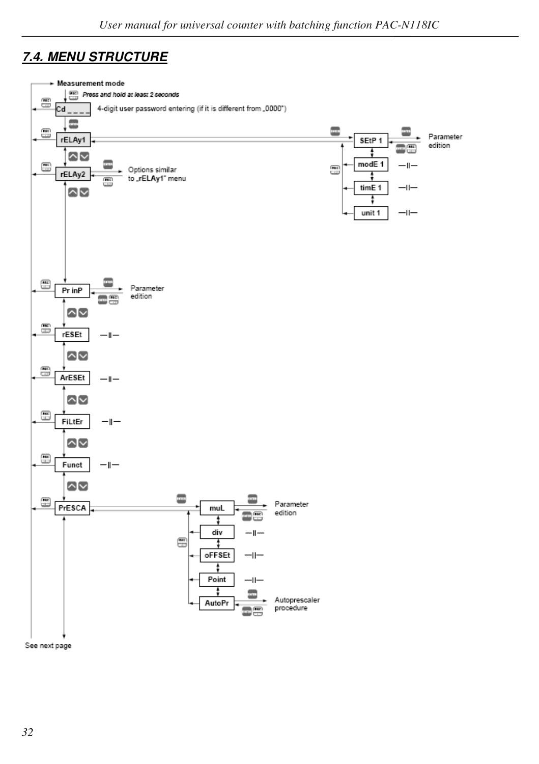## 7.4. MENU STRUCTURE

Measurement mode

*Press and hold at least 2 seconds*

Cd _ _ _ _ 4-digit user password entering (if it is different from „0000")

rELAy1

SEtP 1 — Parameter edition

modE 1 —||—

timE 1 —||—

unit 1 —||—

rELAy2 — Options similar to „rELAy1" menu

Pr inP — Parameter edition

rESEt —||—

ArESEt —||—

FiLtEr —||—

Funct —||—

PrESCA

muL — Parameter edition

div —||—

oFFSEt —||—

Point —||—

AutoPr — Autoprescaler procedure

See next page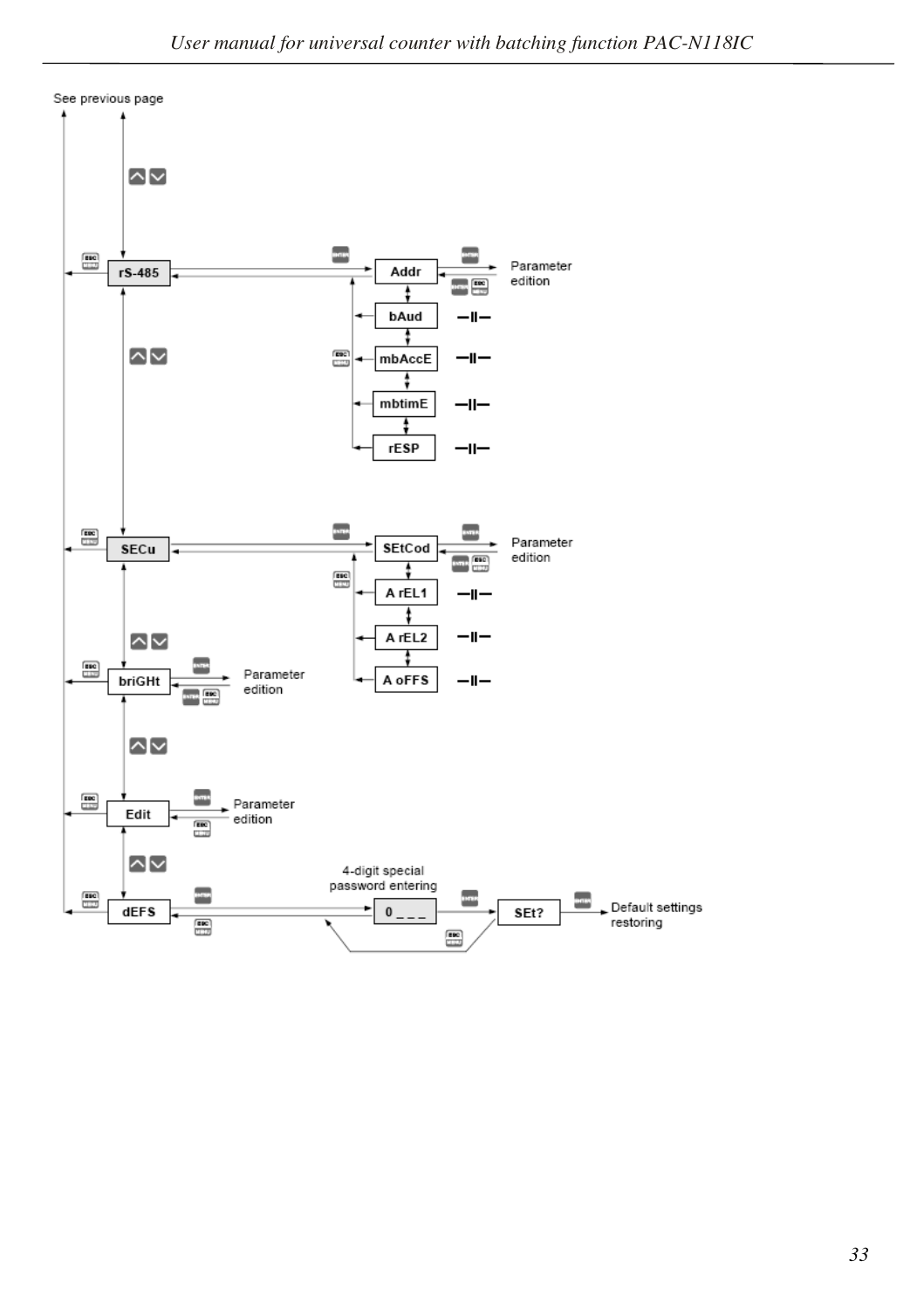See previous page

rS-485

Addr — Parameter edition

bAud —II—

mbAccE —II—

mbtimE —II—

rESP —II—

SECu

SEtCod — Parameter edition

A rEL1 —II—

A rEL2 —II—

A oFFS —II—

briGHt — Parameter edition

Edit — Parameter edition

dEFS

4-digit special password entering

0 _ _ _

SEt? — Default settings restoring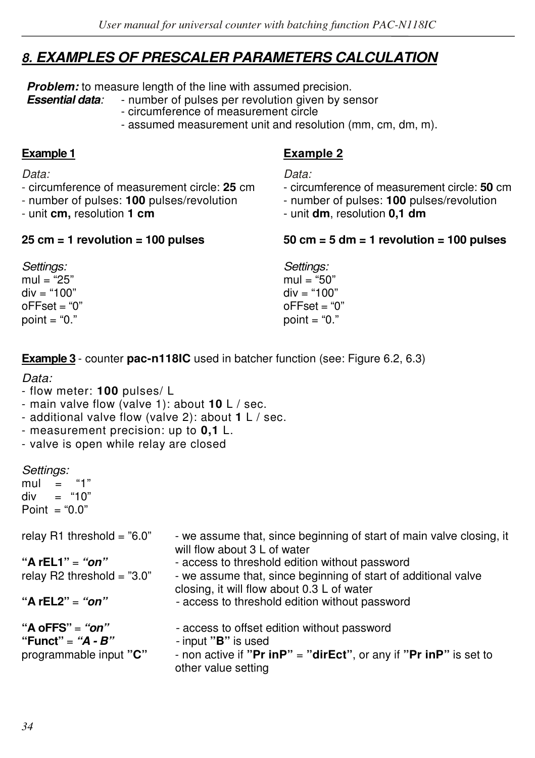## *8. EXAMPLES OF PRESCALER PARAMETERS CALCULATION*

***Problem:*** to measure length of the line with assumed precision.
***Essential data:***
- number of pulses per revolution given by sensor
- circumference of measurement circle
- assumed measurement unit and resolution (mm, cm, dm, m).

**Example 1**

*Data:*
- circumference of measurement circle: **25** cm
- number of pulses: **100** pulses/revolution
- unit **cm,** resolution **1 cm**

**25 cm = 1 revolution = 100 pulses**

*Settings:*
mul = “25”
div = “100”
oFFset = “0”
point = “0.”

**Example 2**

*Data:*
- circumference of measurement circle: **50** cm
- number of pulses: **100** pulses/revolution
- unit **dm**, resolution **0,1 dm**

**50 cm = 5 dm = 1 revolution = 100 pulses**

*Settings:*
mul = “50”
div = “100”
oFFset = “0”
point = “0.”

**Example 3** - counter **pac-n118IC** used in batcher function (see: Figure 6.2, 6.3)

*Data:*
- flow meter: **100** pulses/ L
- main valve flow (valve 1): about **10** L / sec.
- additional valve flow (valve 2): about **1** L / sec.
- measurement precision: up to **0,1** L.
- valve is open while relay are closed

*Settings:*
mul = “1”
div = “10”
Point = “0.0”

relay R1 threshold = ”6.0” - we assume that, since beginning of start of main valve closing, it will flow about 3 L of water
**“A rEL1”** = ***“on”*** - access to threshold edition without password
relay R2 threshold = ”3.0” - we assume that, since beginning of start of additional valve closing, it will flow about 0.3 L of water
**“A rEL2”** = ***“on”*** - access to threshold edition without password

**“A oFFS”** = ***“on”*** - access to offset edition without password
**“Funct”** = ***“A - B”*** - input **”B”** is used
programmable input **”C”** - non active if **”Pr inP”** = **”dirEct”**, or any if **”Pr inP”** is set to other value setting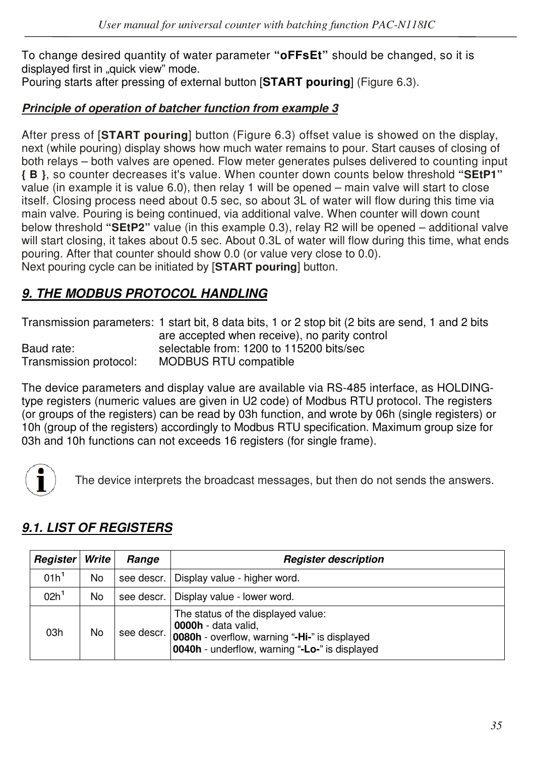To change desired quantity of water parameter **“oFFsEt”** should be changed, so it is displayed first in „quick view” mode.
Pouring starts after pressing of external button [**START pouring**] (Figure 6.3).

***Principle of operation of batcher function from example 3***

After press of [**START pouring**] button (Figure 6.3) offset value is showed on the display, next (while pouring) display shows how much water remains to pour. Start causes of closing of both relays – both valves are opened. Flow meter generates pulses delivered to counting input **{ B }**, so counter decreases it's value. When counter down counts below threshold **“SEtP1”** value (in example it is value 6.0), then relay 1 will be opened – main valve will start to close itself. Closing process need about 0.5 sec, so about 3L of water will flow during this time via main valve. Pouring is being continued, via additional valve. When counter will down count below threshold **“SEtP2”** value (in this example 0.3), relay R2 will be opened – additional valve will start closing, it takes about 0.5 sec. About 0.3L of water will flow during this time, what ends pouring. After that counter should show 0.0 (or value very close to 0.0).
Next pouring cycle can be initiated by [**START pouring**] button.

## *9. THE MODBUS PROTOCOL HANDLING*

Transmission parameters: 1 start bit, 8 data bits, 1 or 2 stop bit (2 bits are send, 1 and 2 bits are accepted when receive), no parity control
Baud rate: selectable from: 1200 to 115200 bits/sec
Transmission protocol: MODBUS RTU compatible

The device parameters and display value are available via RS-485 interface, as HOLDING-type registers (numeric values are given in U2 code) of Modbus RTU protocol. The registers (or groups of the registers) can be read by 03h function, and wrote by 06h (single registers) or 10h (group of the registers) accordingly to Modbus RTU specification. Maximum group size for 03h and 10h functions can not exceeds 16 registers (for single frame).

The device interprets the broadcast messages, but then do not sends the answers.

### *9.1. LIST OF REGISTERS*

| *Register* | *Write* | *Range* | *Register description* |
|---|---|---|---|
| 01h[1] | No | see descr. | Display value - higher word. |
| 02h[1] | No | see descr. | Display value - lower word. |
| 03h | No | see descr. | The status of the displayed value:<br>**0000h** - data valid,<br>**0080h** - overflow, warning “**-Hi-**” is displayed<br>**0040h** - underflow, warning “**-Lo-**” is displayed |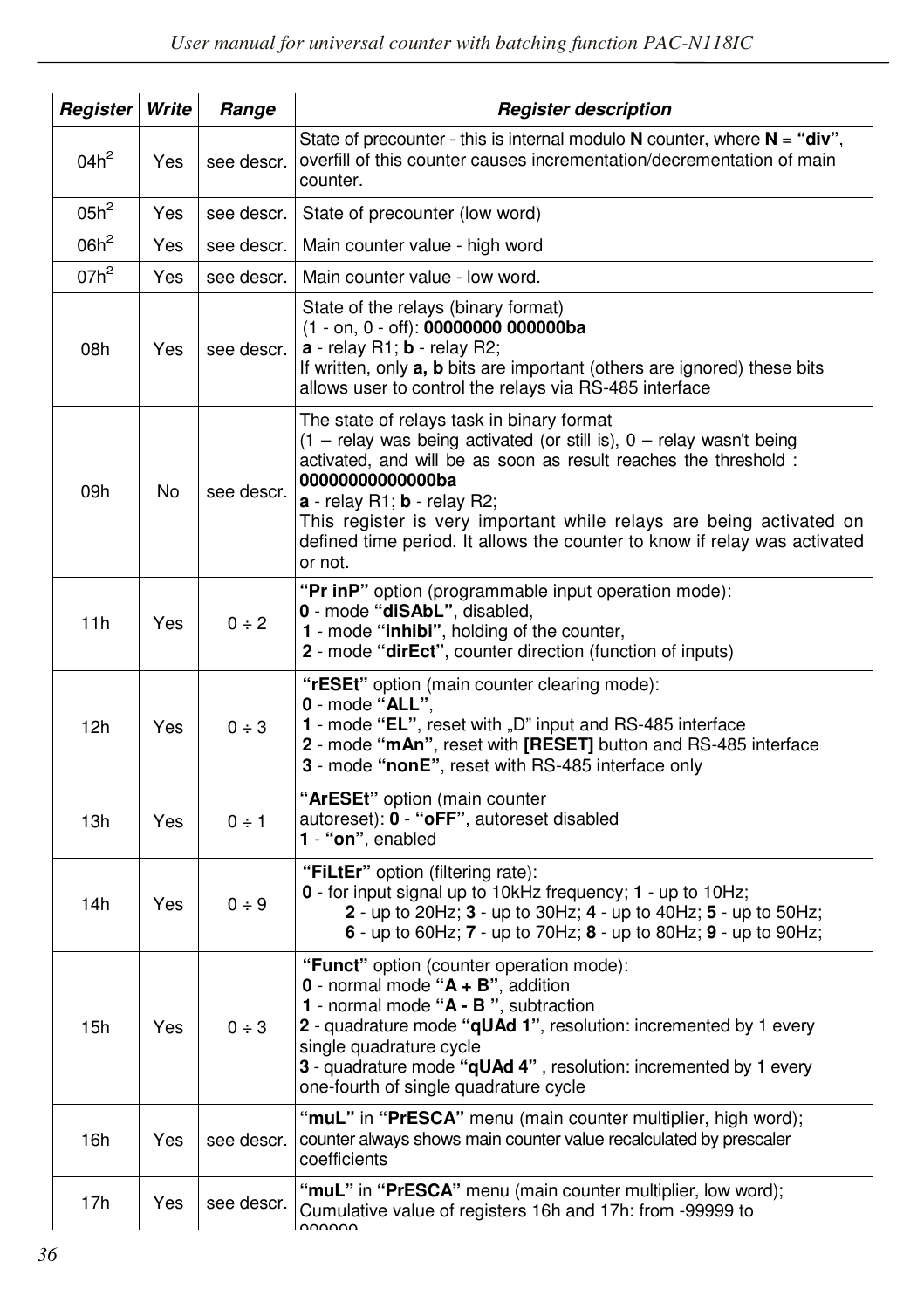| Register | Write | Range | Register description |
|---|---|---|---|
| 04h[2] | Yes | see descr. | State of precounter - this is internal modulo **N** counter, where **N** = **"div"**, overfill of this counter causes incrementation/decrementation of main counter. |
| 05h[2] | Yes | see descr. | State of precounter (low word) |
| 06h[2] | Yes | see descr. | Main counter value - high word |
| 07h[2] | Yes | see descr. | Main counter value - low word. |
| 08h | Yes | see descr. | State of the relays (binary format) (1 - on, 0 - off): **00000000 000000ba** **a** - relay R1; **b** - relay R2; If written, only **a, b** bits are important (others are ignored) these bits allows user to control the relays via RS-485 interface |
| 09h | No | see descr. | The state of relays task in binary format (1 – relay was being activated (or still is), 0 – relay wasn't being activated, and will be as soon as result reaches the threshold : **00000000000000ba** **a** - relay R1; **b** - relay R2; This register is very important while relays are being activated on defined time period. It allows the counter to know if relay was activated or not. |
| 11h | Yes | 0 ÷ 2 | **"Pr inP"** option (programmable input operation mode): **0** - mode **"diSAbL"**, disabled, **1** - mode **"inhibi"**, holding of the counter, **2** - mode **"dirEct"**, counter direction (function of inputs) |
| 12h | Yes | 0 ÷ 3 | **"rESEt"** option (main counter clearing mode): **0** - mode **"ALL"**, **1** - mode **"EL"**, reset with „D" input and RS-485 interface **2** - mode **"mAn"**, reset with **[RESET]** button and RS-485 interface **3** - mode **"nonE"**, reset with RS-485 interface only |
| 13h | Yes | 0 ÷ 1 | **"ArESEt"** option (main counter autoreset): **0** - **"oFF"**, autoreset disabled **1** - **"on"**, enabled |
| 14h | Yes | 0 ÷ 9 | **"FiLtEr"** option (filtering rate): **0** - for input signal up to 10kHz frequency; **1** - up to 10Hz; **2** - up to 20Hz; **3** - up to 30Hz; **4** - up to 40Hz; **5** - up to 50Hz; **6** - up to 60Hz; **7** - up to 70Hz; **8** - up to 80Hz; **9** - up to 90Hz; |
| 15h | Yes | 0 ÷ 3 | **"Funct"** option (counter operation mode): **0** - normal mode **"A + B"**, addition **1** - normal mode **"A - B "**, subtraction **2** - quadrature mode **"qUAd 1"**, resolution: incremented by 1 every single quadrature cycle **3** - quadrature mode **"qUAd 4"** , resolution: incremented by 1 every one-fourth of single quadrature cycle |
| 16h | Yes | see descr. | **"muL"** in **"PrESCA"** menu (main counter multiplier, high word); counter always shows main counter value recalculated by prescaler coefficients |
| 17h | Yes | see descr. | **"muL"** in **"PrESCA"** menu (main counter multiplier, low word); Cumulative value of registers 16h and 17h: from -99999 to 999999 |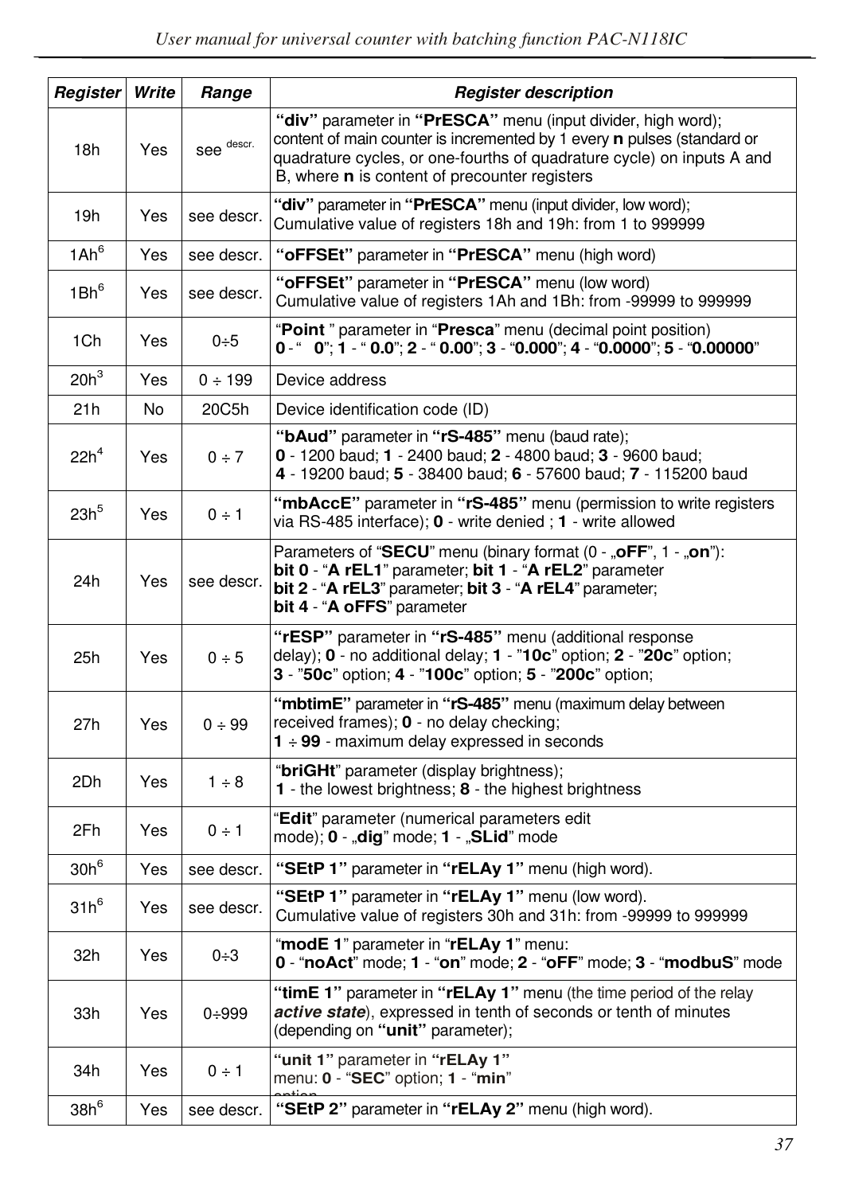| Register | Write | Range | Register description |
|---|---|---|---|
| 18h | Yes | see descr. | **"div"** parameter in **"PrESCA"** menu (input divider, high word); content of main counter is incremented by 1 every **n** pulses (standard or quadrature cycles, or one-fourths of quadrature cycle) on inputs A and B, where **n** is content of precounter registers |
| 19h | Yes | see descr. | **"div"** parameter in **"PrESCA"** menu (input divider, low word); Cumulative value of registers 18h and 19h: from 1 to 999999 |
| 1Ah[6] | Yes | see descr. | **"oFFSEt"** parameter in **"PrESCA"** menu (high word) |
| 1Bh[6] | Yes | see descr. | **"oFFSEt"** parameter in **"PrESCA"** menu (low word) Cumulative value of registers 1Ah and 1Bh: from -99999 to 999999 |
| 1Ch | Yes | 0÷5 | "**Point** " parameter in "**Presca**" menu (decimal point position) **0** - "   **0**"; **1** - " **0.0**"; **2** - " **0.00**"; **3** - "**0.000**"; **4** - "**0.0000**"; **5** - "**0.00000**" |
| 20h[3] | Yes | 0 ÷ 199 | Device address |
| 21h | No | 20C5h | Device identification code (ID) |
| 22h[4] | Yes | 0 ÷ 7 | **"bAud"** parameter in **"rS-485"** menu (baud rate); **0** - 1200 baud; **1** - 2400 baud; **2** - 4800 baud; **3** - 9600 baud; **4** - 19200 baud; **5** - 38400 baud; **6** - 57600 baud; **7** - 115200 baud |
| 23h[5] | Yes | 0 ÷ 1 | **"mbAccE"** parameter in **"rS-485"** menu (permission to write registers via RS-485 interface); **0** - write denied ; **1** - write allowed |
| 24h | Yes | see descr. | Parameters of "**SECU**" menu (binary format (0 - „**oFF**", 1 - „**on**"): **bit 0** - "**A rEL1**" parameter; **bit 1** - "**A rEL2**" parameter **bit 2** - "**A rEL3**" parameter; **bit 3** - "**A rEL4**" parameter; **bit 4** - "**A oFFS**" parameter |
| 25h | Yes | 0 ÷ 5 | **"rESP"** parameter in **"rS-485"** menu (additional response delay); **0** - no additional delay; **1** - "**10c**" option; **2** - "**20c**" option; **3** - "**50c**" option; **4** - "**100c**" option; **5** - "**200c**" option; |
| 27h | Yes | 0 ÷ 99 | **"mbtimE"** parameter in **"rS-485"** menu (maximum delay between received frames); **0** - no delay checking; **1** ÷ **99** - maximum delay expressed in seconds |
| 2Dh | Yes | 1 ÷ 8 | "**briGHt**" parameter (display brightness); **1** - the lowest brightness; **8** - the highest brightness |
| 2Fh | Yes | 0 ÷ 1 | "**Edit**" parameter (numerical parameters edit mode); **0** - „**dig**" mode; **1** - „**SLid**" mode |
| 30h[6] | Yes | see descr. | **"SEtP 1"** parameter in **"rELAy 1"** menu (high word). |
| 31h[6] | Yes | see descr. | **"SEtP 1"** parameter in **"rELAy 1"** menu (low word). Cumulative value of registers 30h and 31h: from -99999 to 999999 |
| 32h | Yes | 0÷3 | "**modE 1**" parameter in "**rELAy 1**" menu: **0** - "**noAct**" mode; **1** - "**on**" mode; **2** - "**oFF**" mode; **3** - "**modbuS**" mode |
| 33h | Yes | 0÷999 | **"timE 1"** parameter in **"rELAy 1"** menu (the time period of the relay ***active state***), expressed in tenth of seconds or tenth of minutes (depending on **"unit"** parameter); |
| 34h | Yes | 0 ÷ 1 | **"unit 1"** parameter in **"rELAy 1"** menu: **0** - "**SEC**" option; **1** - "**min**" option |
| 38h[6] | Yes | see descr. | **"SEtP 2"** parameter in **"rELAy 2"** menu (high word). |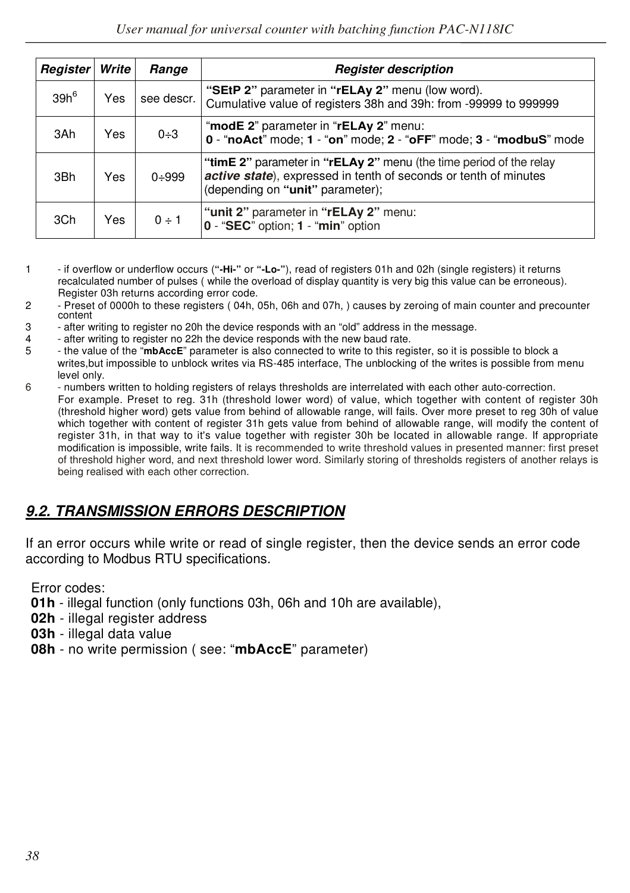| *Register* | *Write* | *Range* | *Register description* |
|---|---|---|---|
| 39h[6] | Yes | see descr. | **"SEtP 2"** parameter in **"rELAy 2"** menu (low word). Cumulative value of registers 38h and 39h: from -99999 to 999999 |
| 3Ah | Yes | 0÷3 | "**modE 2**" parameter in "**rELAy 2**" menu: **0** - "**noAct**" mode; **1** - "**on**" mode; **2** - "**oFF**" mode; **3** - "**modbuS**" mode |
| 3Bh | Yes | 0÷999 | **"timE 2"** parameter in **"rELAy 2"** menu (the time period of the relay ***active state***), expressed in tenth of seconds or tenth of minutes (depending on **"unit"** parameter); |
| 3Ch | Yes | 0 ÷ 1 | **"unit 2"** parameter in **"rELAy 2"** menu: **0** - "**SEC**" option; **1** - "**min**" option |

1 - if overflow or underflow occurs (**"-Hi-"** or **"-Lo-"**), read of registers 01h and 02h (single registers) it returns recalculated number of pulses ( while the overload of display quantity is very big this value can be erroneous). Register 03h returns according error code.

2 - Preset of 0000h to these registers ( 04h, 05h, 06h and 07h, ) causes by zeroing of main counter and precounter content

3 - after writing to register no 20h the device responds with an "old" address in the message.

4 - after writing to register no 22h the device responds with the new baud rate.

5 - the value of the "**mbAccE**" parameter is also connected to write to this register, so it is possible to block a writes,but impossible to unblock writes via RS-485 interface, The unblocking of the writes is possible from menu level only.

6 - numbers written to holding registers of relays thresholds are interrelated with each other auto-correction. For example. Preset to reg. 31h (threshold lower word) of value, which together with content of register 30h (threshold higher word) gets value from behind of allowable range, will fails. Over more preset to reg 30h of value which together with content of register 31h gets value from behind of allowable range, will modify the content of register 31h, in that way to it's value together with register 30h be located in allowable range. If appropriate modification is impossible, write fails. It is recommended to write threshold values in presented manner: first preset of threshold higher word, and next threshold lower word. Similarly storing of thresholds registers of another relays is being realised with each other correction.

## ***9.2. TRANSMISSION ERRORS DESCRIPTION***

If an error occurs while write or read of single register, then the device sends an error code according to Modbus RTU specifications.

Error codes:

**01h** - illegal function (only functions 03h, 06h and 10h are available),

**02h** - illegal register address

**03h** - illegal data value

**08h** - no write permission ( see: "**mbAccE**" parameter)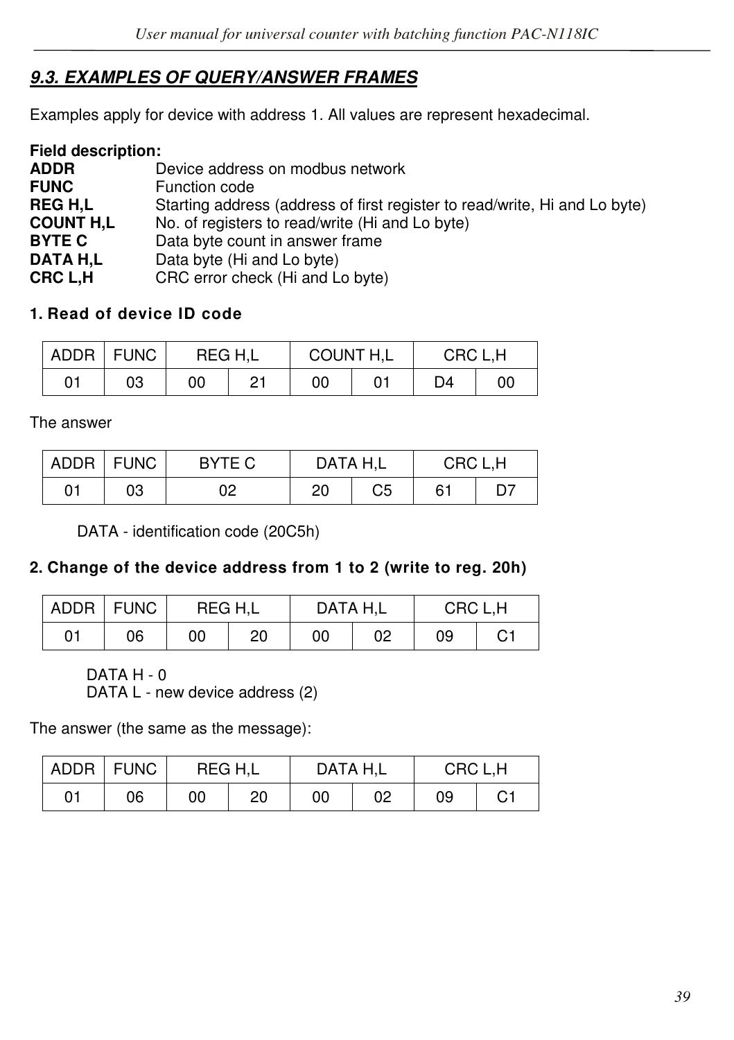## *9.3. EXAMPLES OF QUERY/ANSWER FRAMES*

Examples apply for device with address 1. All values are represent hexadecimal.

**Field description:**

**ADDR** Device address on modbus network
**FUNC** Function code
**REG H,L** Starting address (address of first register to read/write, Hi and Lo byte)
**COUNT H,L** No. of registers to read/write (Hi and Lo byte)
**BYTE C** Data byte count in answer frame
**DATA H,L** Data byte (Hi and Lo byte)
**CRC L,H** CRC error check (Hi and Lo byte)

**1. Read of device ID code**

| ADDR | FUNC | REG H,L | | COUNT H,L | | CRC L,H | |
|---|---|---|---|---|---|---|---|
| 01 | 03 | 00 | 21 | 00 | 01 | D4 | 00 |

The answer

| ADDR | FUNC | BYTE C | DATA H,L | | CRC L,H | |
|---|---|---|---|---|---|---|
| 01 | 03 | 02 | 20 | C5 | 61 | D7 |

DATA - identification code (20C5h)

**2. Change of the device address from 1 to 2 (write to reg. 20h)**

| ADDR | FUNC | REG H,L | | DATA H,L | | CRC L,H | |
|---|---|---|---|---|---|---|---|
| 01 | 06 | 00 | 20 | 00 | 02 | 09 | C1 |

DATA H - 0
DATA L - new device address (2)

The answer (the same as the message):

| ADDR | FUNC | REG H,L | | DATA H,L | | CRC L,H | |
|---|---|---|---|---|---|---|---|
| 01 | 06 | 00 | 20 | 00 | 02 | 09 | C1 |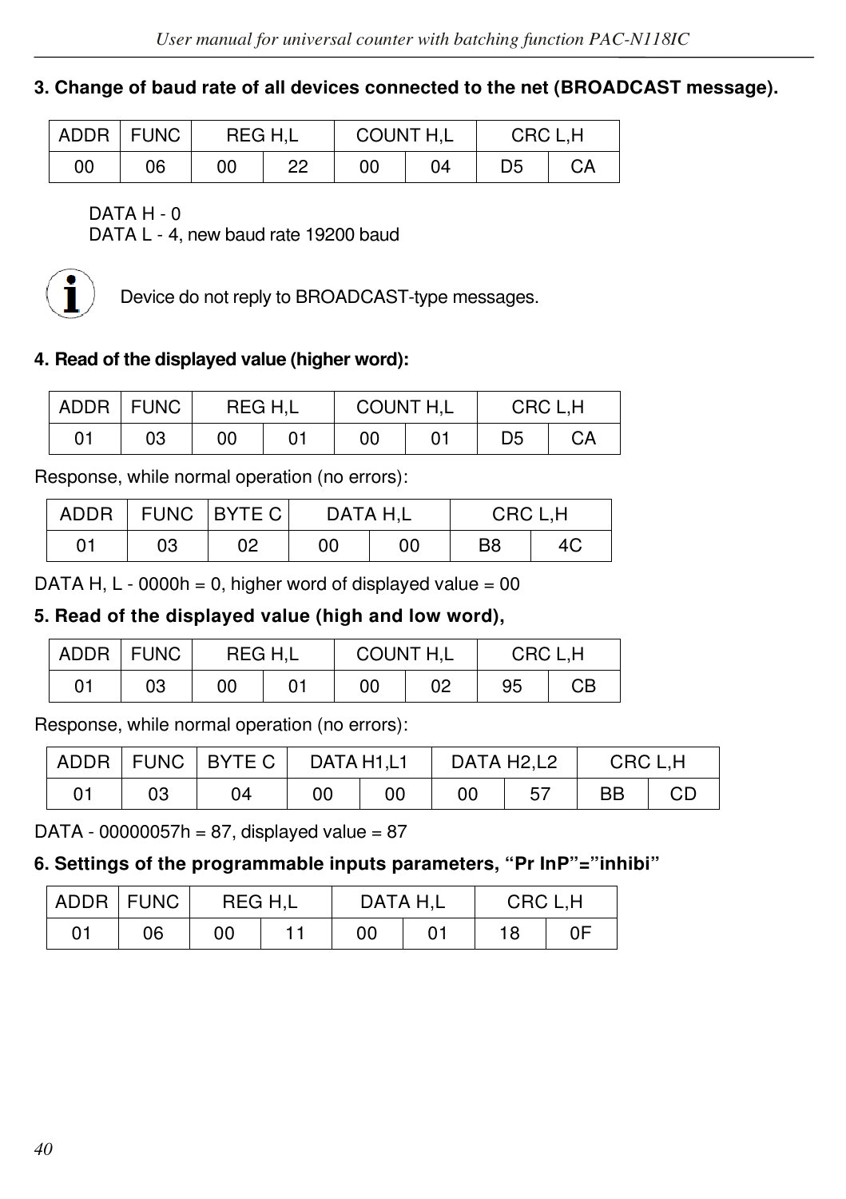**3. Change of baud rate of all devices connected to the net (BROADCAST message).**

| ADDR | FUNC | REG H,L | | COUNT H,L | | CRC L,H | |
|---|---|---|---|---|---|---|---|
| 00 | 06 | 00 | 22 | 00 | 04 | D5 | CA |

DATA H - 0
DATA L - 4, new baud rate 19200 baud

Device do not reply to BROADCAST-type messages.

**4. Read of the displayed value (higher word):**

| ADDR | FUNC | REG H,L | | COUNT H,L | | CRC L,H | |
|---|---|---|---|---|---|---|---|
| 01 | 03 | 00 | 01 | 00 | 01 | D5 | CA |

Response, while normal operation (no errors):

| ADDR | FUNC | BYTE C | DATA H,L | | CRC L,H | |
|---|---|---|---|---|---|---|
| 01 | 03 | 02 | 00 | 00 | B8 | 4C |

DATA H, L - 0000h = 0, higher word of displayed value = 00

**5. Read of the displayed value (high and low word),**

| ADDR | FUNC | REG H,L | | COUNT H,L | | CRC L,H | |
|---|---|---|---|---|---|---|---|
| 01 | 03 | 00 | 01 | 00 | 02 | 95 | CB |

Response, while normal operation (no errors):

| ADDR | FUNC | BYTE C | DATA H1,L1 | | DATA H2,L2 | | CRC L,H | |
|---|---|---|---|---|---|---|---|---|
| 01 | 03 | 04 | 00 | 00 | 00 | 57 | BB | CD |

DATA - 00000057h = 87, displayed value = 87

**6. Settings of the programmable inputs parameters, "Pr InP"="inhibi"**

| ADDR | FUNC | REG H,L | | DATA H,L | | CRC L,H | |
|---|---|---|---|---|---|---|---|
| 01 | 06 | 00 | 11 | 00 | 01 | 18 | 0F |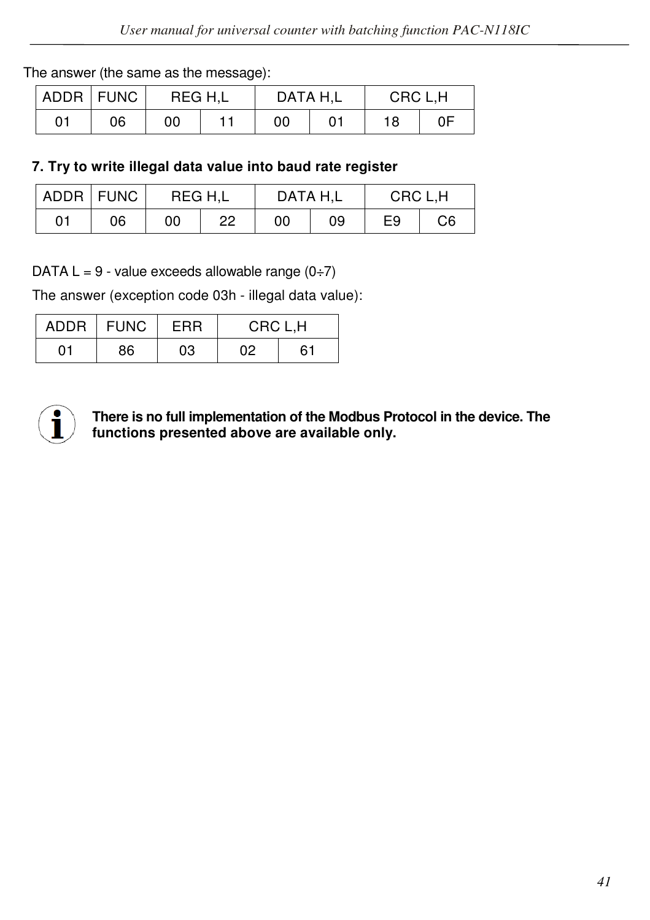The answer (the same as the message):

| ADDR | FUNC | REG H,L | | DATA H,L | | CRC L,H | |
|---|---|---|---|---|---|---|---|
| 01 | 06 | 00 | 11 | 00 | 01 | 18 | 0F |

**7. Try to write illegal data value into baud rate register**

| ADDR | FUNC | REG H,L | | DATA H,L | | CRC L,H | |
|---|---|---|---|---|---|---|---|
| 01 | 06 | 00 | 22 | 00 | 09 | E9 | C6 |

DATA L = 9 - value exceeds allowable range (0÷7)

The answer (exception code 03h - illegal data value):

| ADDR | FUNC | ERR | CRC L,H | |
|---|---|---|---|---|
| 01 | 86 | 03 | 02 | 61 |

**There is no full implementation of the Modbus Protocol in the device. The functions presented above are available only.**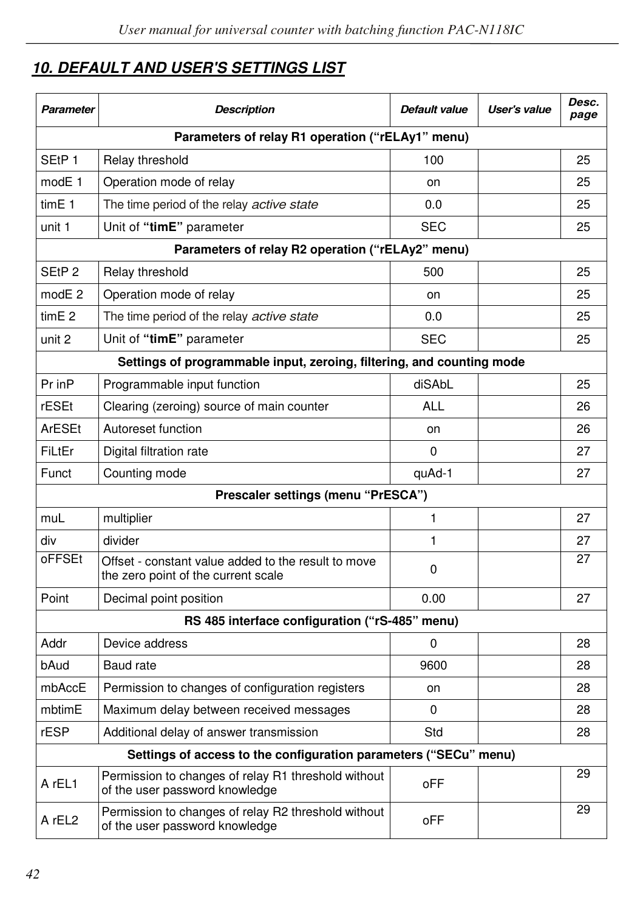## 10. DEFAULT AND USER'S SETTINGS LIST

| *Parameter* | *Description* | *Default value* | *User's value* | *Desc. page* |
|---|---|---|---|---|
| **Parameters of relay R1 operation (“rELAy1” menu)** | | | | |
| SEtP 1 | Relay threshold | 100 | | 25 |
| modE 1 | Operation mode of relay | on | | 25 |
| timE 1 | The time period of the relay *active state* | 0.0 | | 25 |
| unit 1 | Unit of **“timE”** parameter | SEC | | 25 |
| **Parameters of relay R2 operation (“rELAy2” menu)** | | | | |
| SEtP 2 | Relay threshold | 500 | | 25 |
| modE 2 | Operation mode of relay | on | | 25 |
| timE 2 | The time period of the relay *active state* | 0.0 | | 25 |
| unit 2 | Unit of **“timE”** parameter | SEC | | 25 |
| **Settings of programmable input, zeroing, filtering, and counting mode** | | | | |
| Pr inP | Programmable input function | diSAbL | | 25 |
| rESEt | Clearing (zeroing) source of main counter | ALL | | 26 |
| ArESEt | Autoreset function | on | | 26 |
| FiLtEr | Digital filtration rate | 0 | | 27 |
| Funct | Counting mode | quAd-1 | | 27 |
| **Prescaler settings (menu “PrESCA”)** | | | | |
| muL | multiplier | 1 | | 27 |
| div | divider | 1 | | 27 |
| oFFSEt | Offset - constant value added to the result to move the zero point of the current scale | 0 | | 27 |
| Point | Decimal point position | 0.00 | | 27 |
| **RS 485 interface configuration (“rS-485” menu)** | | | | |
| Addr | Device address | 0 | | 28 |
| bAud | Baud rate | 9600 | | 28 |
| mbAccE | Permission to changes of configuration registers | on | | 28 |
| mbtimE | Maximum delay between received messages | 0 | | 28 |
| rESP | Additional delay of answer transmission | Std | | 28 |
| **Settings of access to the configuration parameters (“SECu” menu)** | | | | |
| A rEL1 | Permission to changes of relay R1 threshold without of the user password knowledge | oFF | | 29 |
| A rEL2 | Permission to changes of relay R2 threshold without of the user password knowledge | oFF | | 29 |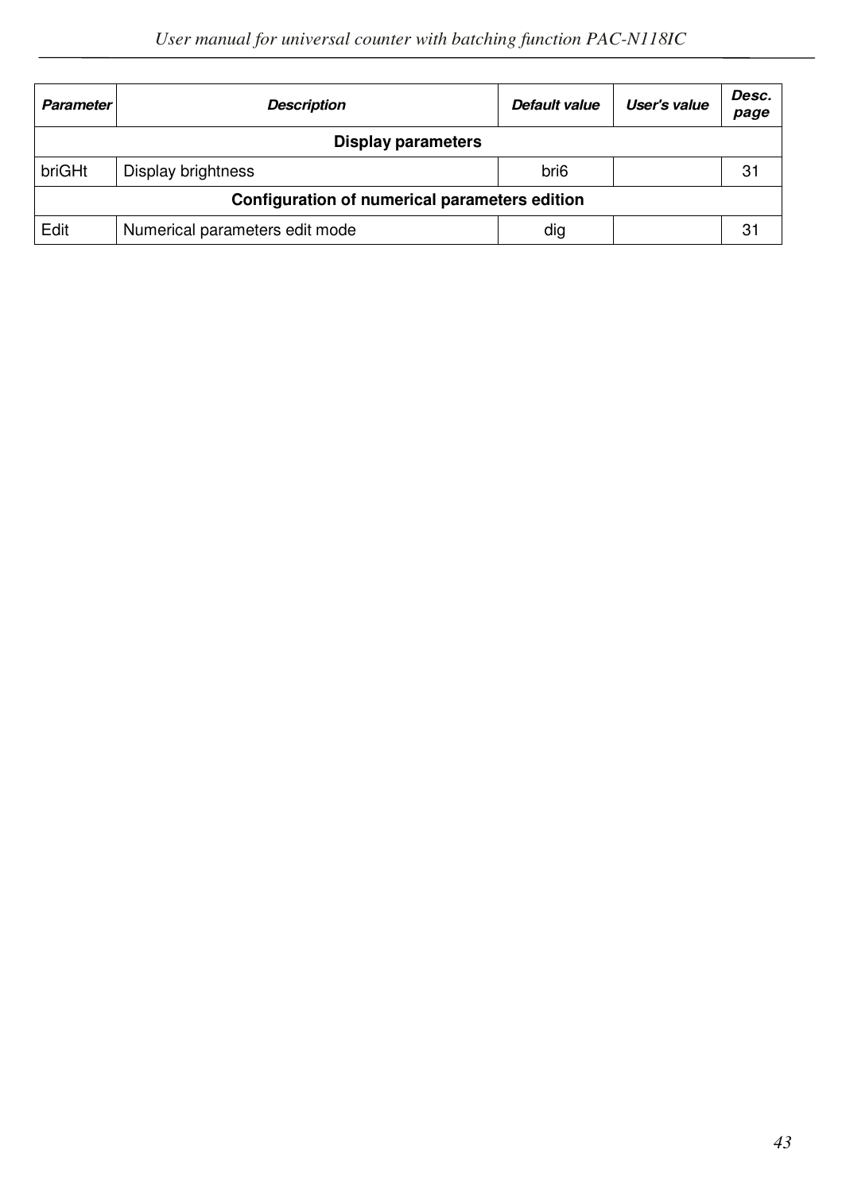| ***Parameter*** | ***Description*** | ***Default value*** | ***User's value*** | ***Desc. page*** |
|---|---|---|---|---|
| **Display parameters** | | | | |
| briGHt | Display brightness | bri6 | | 31 |
| **Configuration of numerical parameters edition** | | | | |
| Edit | Numerical parameters edit mode | dig | | 31 |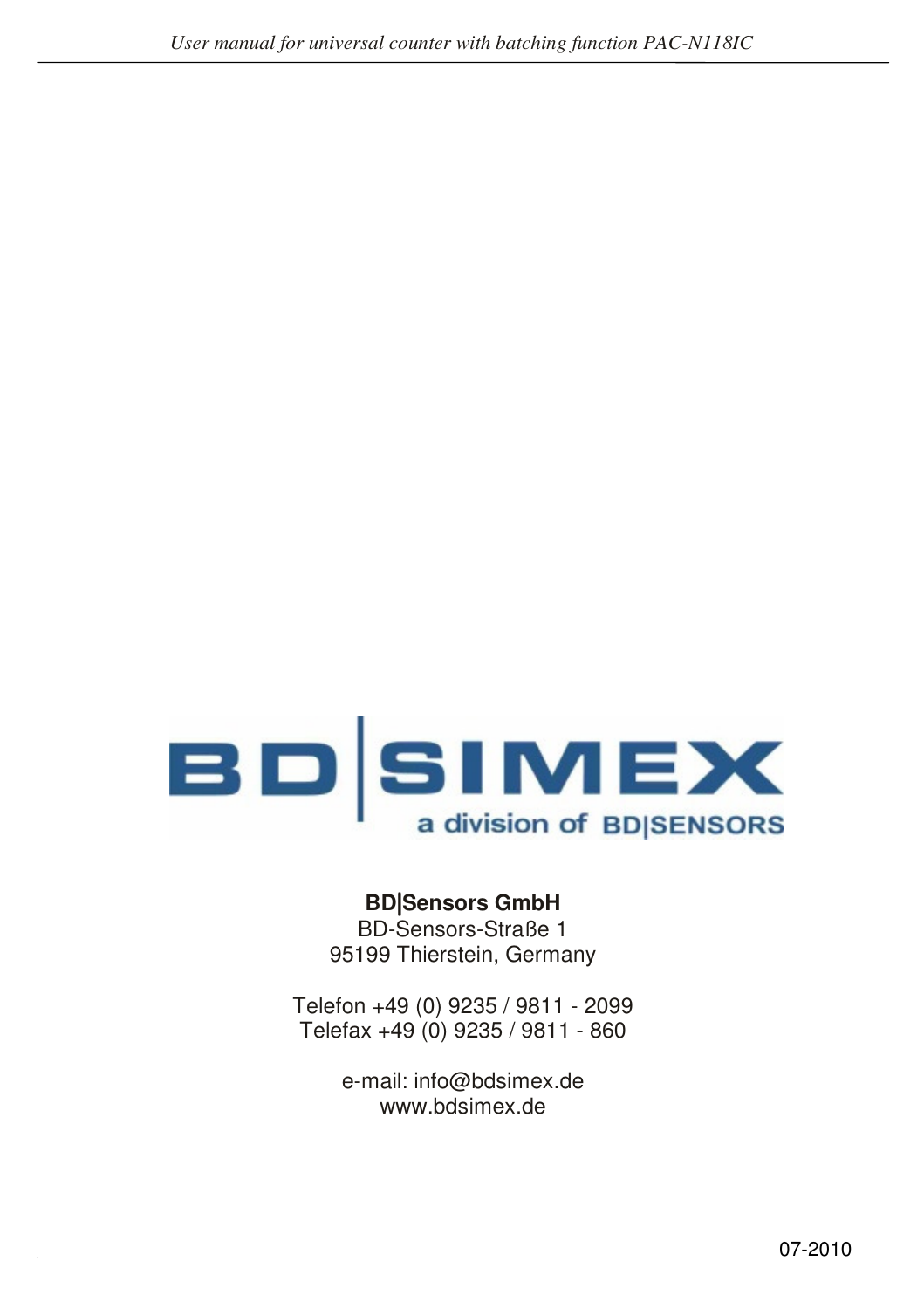BD|SIMEX

a division of BD|SENSORS

**BD|Sensors GmbH**
BD-Sensors-Straße 1
95199 Thierstein, Germany

Telefon +49 (0) 9235 / 9811 - 2099
Telefax +49 (0) 9235 / 9811 - 860

e-mail: info@bdsimex.de
www.bdsimex.de

07-2010